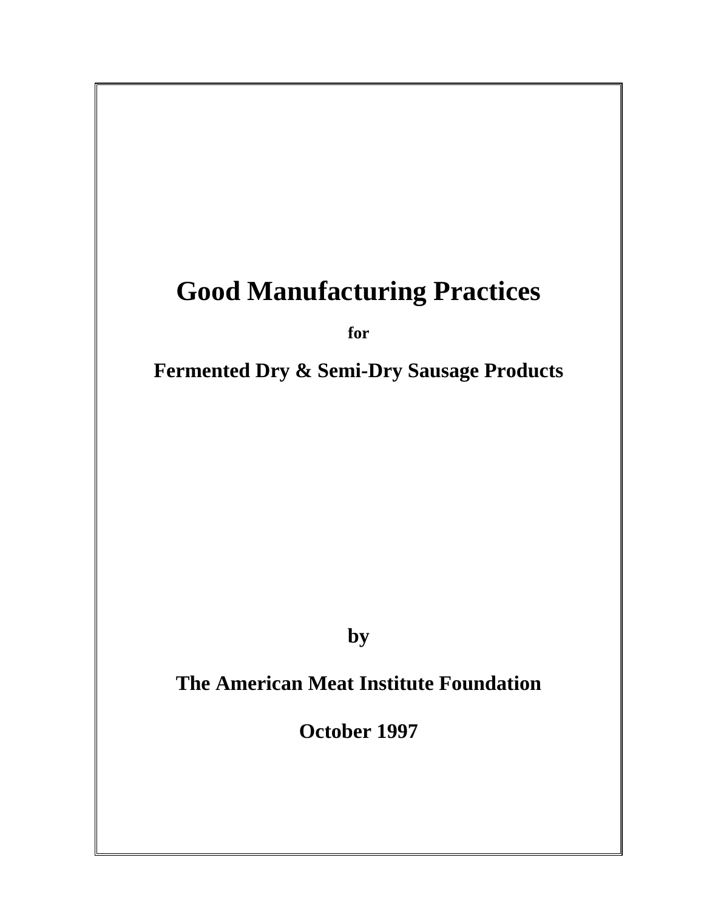# Good Manufacturing Practices

**for**

## Fermented Dry & Semi-Dry Sausage Products

**by**

**The American Meat Institute Foundation**

**October 1997**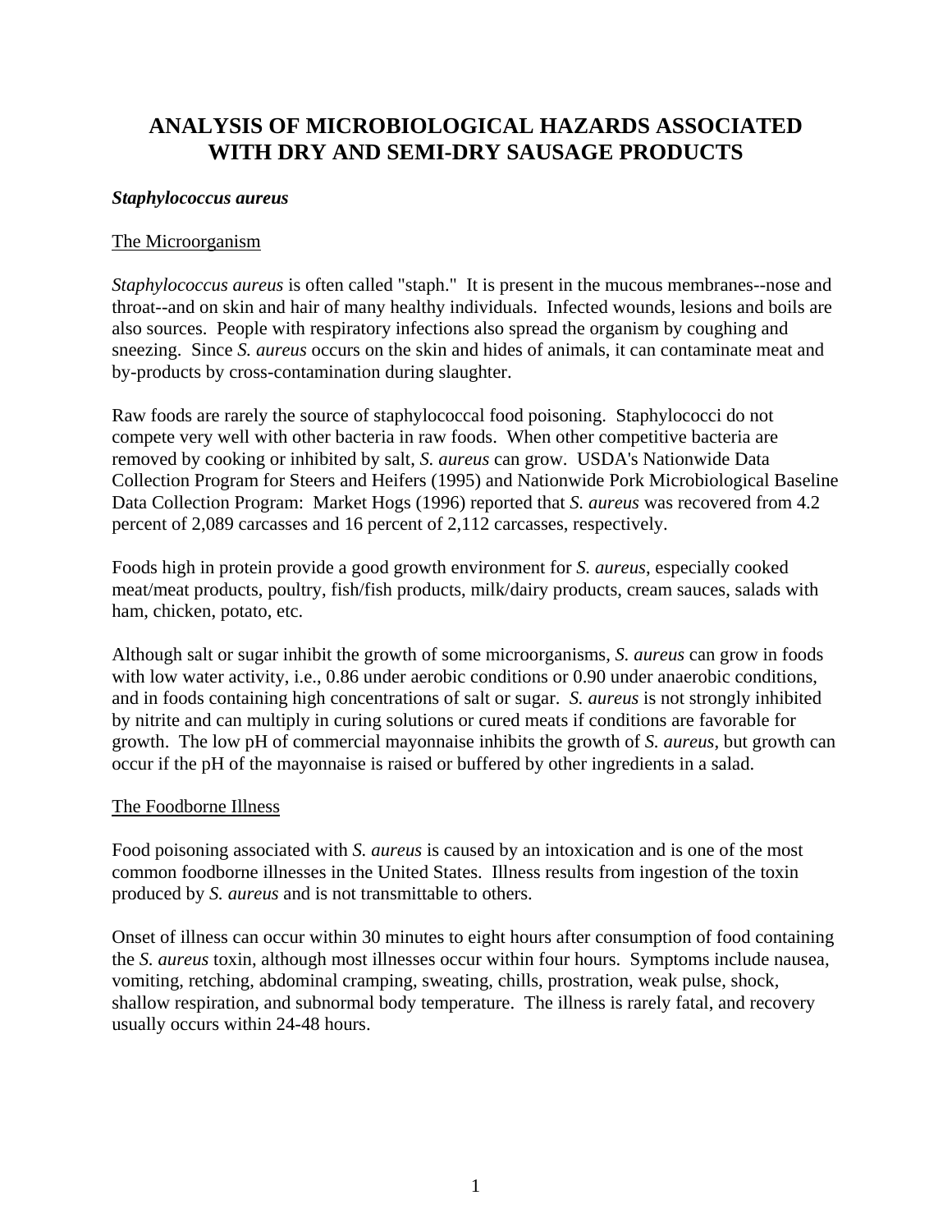# ANALYSIS OF MICROBIOLOGICAL HAZARDS ASSOCIATED WITH DRY AND SEMI-DRY SAUSAGE PRODUCTS

***Staphylococcus aureus***

<u>The Microorganism</u>

*Staphylococcus aureus* is often called "staph." It is present in the mucous membranes--nose and throat--and on skin and hair of many healthy individuals. Infected wounds, lesions and boils are also sources. People with respiratory infections also spread the organism by coughing and sneezing. Since *S. aureus* occurs on the skin and hides of animals, it can contaminate meat and by-products by cross-contamination during slaughter.

Raw foods are rarely the source of staphylococcal food poisoning. Staphylococci do not compete very well with other bacteria in raw foods. When other competitive bacteria are removed by cooking or inhibited by salt, *S. aureus* can grow. USDA's Nationwide Data Collection Program for Steers and Heifers (1995) and Nationwide Pork Microbiological Baseline Data Collection Program: Market Hogs (1996) reported that *S. aureus* was recovered from 4.2 percent of 2,089 carcasses and 16 percent of 2,112 carcasses, respectively.

Foods high in protein provide a good growth environment for *S. aureus*, especially cooked meat/meat products, poultry, fish/fish products, milk/dairy products, cream sauces, salads with ham, chicken, potato, etc.

Although salt or sugar inhibit the growth of some microorganisms, *S. aureus* can grow in foods with low water activity, i.e., 0.86 under aerobic conditions or 0.90 under anaerobic conditions, and in foods containing high concentrations of salt or sugar. *S. aureus* is not strongly inhibited by nitrite and can multiply in curing solutions or cured meats if conditions are favorable for growth. The low pH of commercial mayonnaise inhibits the growth of *S. aureus*, but growth can occur if the pH of the mayonnaise is raised or buffered by other ingredients in a salad.

<u>The Foodborne Illness</u>

Food poisoning associated with *S. aureus* is caused by an intoxication and is one of the most common foodborne illnesses in the United States. Illness results from ingestion of the toxin produced by *S. aureus* and is not transmittable to others.

Onset of illness can occur within 30 minutes to eight hours after consumption of food containing the *S. aureus* toxin, although most illnesses occur within four hours. Symptoms include nausea, vomiting, retching, abdominal cramping, sweating, chills, prostration, weak pulse, shock, shallow respiration, and subnormal body temperature. The illness is rarely fatal, and recovery usually occurs within 24-48 hours.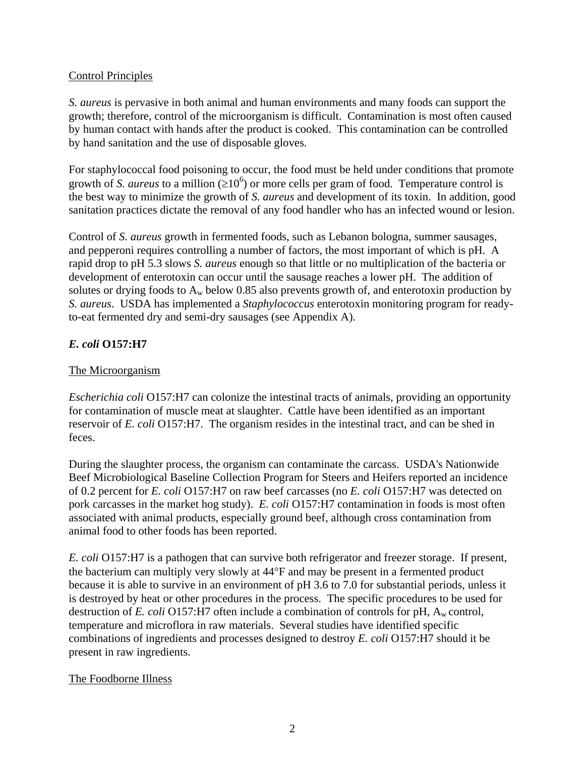Control Principles

*S. aureus* is pervasive in both animal and human environments and many foods can support the growth; therefore, control of the microorganism is difficult. Contamination is most often caused by human contact with hands after the product is cooked. This contamination can be controlled by hand sanitation and the use of disposable gloves.

For staphylococcal food poisoning to occur, the food must be held under conditions that promote growth of *S. aureus* to a million ($\geq 10^6$) or more cells per gram of food. Temperature control is the best way to minimize the growth of *S. aureus* and development of its toxin. In addition, good sanitation practices dictate the removal of any food handler who has an infected wound or lesion.

Control of *S. aureus* growth in fermented foods, such as Lebanon bologna, summer sausages, and pepperoni requires controlling a number of factors, the most important of which is pH. A rapid drop to pH 5.3 slows *S. aureus* enough so that little or no multiplication of the bacteria or development of enterotoxin can occur until the sausage reaches a lower pH. The addition of solutes or drying foods to $A_w$ below 0.85 also prevents growth of, and enterotoxin production by *S. aureus*. USDA has implemented a *Staphylococcus* enterotoxin monitoring program for ready-to-eat fermented dry and semi-dry sausages (see Appendix A).

### *E. coli* O157:H7

The Microorganism

*Escherichia coli* O157:H7 can colonize the intestinal tracts of animals, providing an opportunity for contamination of muscle meat at slaughter. Cattle have been identified as an important reservoir of *E. coli* O157:H7. The organism resides in the intestinal tract, and can be shed in feces.

During the slaughter process, the organism can contaminate the carcass. USDA's Nationwide Beef Microbiological Baseline Collection Program for Steers and Heifers reported an incidence of 0.2 percent for *E. coli* O157:H7 on raw beef carcasses (no *E. coli* O157:H7 was detected on pork carcasses in the market hog study). *E. coli* O157:H7 contamination in foods is most often associated with animal products, especially ground beef, although cross contamination from animal food to other foods has been reported.

*E. coli* O157:H7 is a pathogen that can survive both refrigerator and freezer storage. If present, the bacterium can multiply very slowly at 44°F and may be present in a fermented product because it is able to survive in an environment of pH 3.6 to 7.0 for substantial periods, unless it is destroyed by heat or other procedures in the process. The specific procedures to be used for destruction of *E. coli* O157:H7 often include a combination of controls for pH, $A_w$ control, temperature and microflora in raw materials. Several studies have identified specific combinations of ingredients and processes designed to destroy *E. coli* O157:H7 should it be present in raw ingredients.

The Foodborne Illness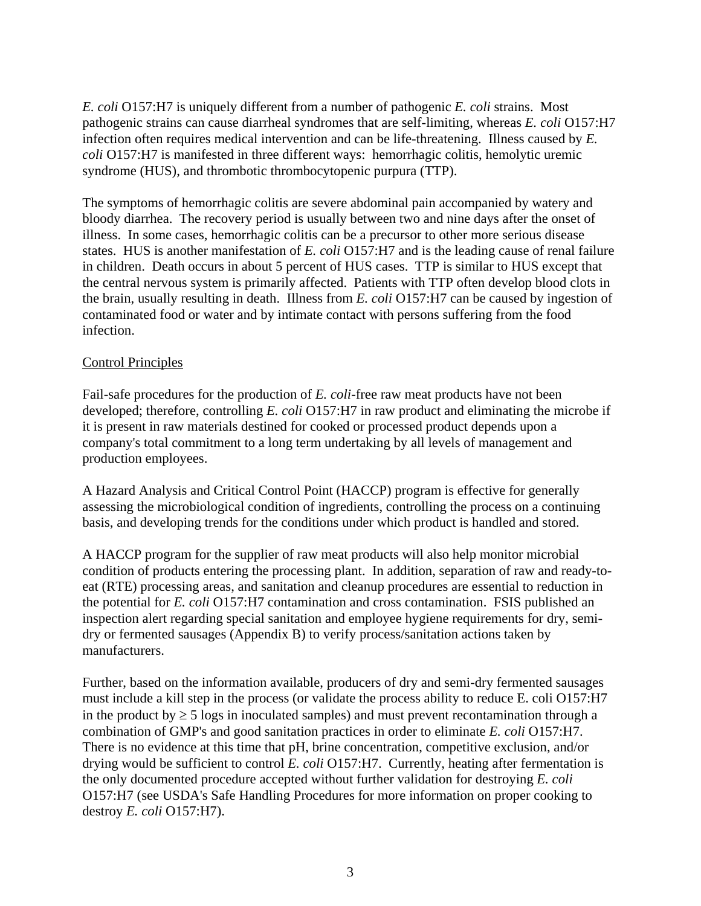*E. coli* O157:H7 is uniquely different from a number of pathogenic *E. coli* strains. Most pathogenic strains can cause diarrheal syndromes that are self-limiting, whereas *E. coli* O157:H7 infection often requires medical intervention and can be life-threatening. Illness caused by *E. coli* O157:H7 is manifested in three different ways: hemorrhagic colitis, hemolytic uremic syndrome (HUS), and thrombotic thrombocytopenic purpura (TTP).

The symptoms of hemorrhagic colitis are severe abdominal pain accompanied by watery and bloody diarrhea. The recovery period is usually between two and nine days after the onset of illness. In some cases, hemorrhagic colitis can be a precursor to other more serious disease states. HUS is another manifestation of *E. coli* O157:H7 and is the leading cause of renal failure in children. Death occurs in about 5 percent of HUS cases. TTP is similar to HUS except that the central nervous system is primarily affected. Patients with TTP often develop blood clots in the brain, usually resulting in death. Illness from *E. coli* O157:H7 can be caused by ingestion of contaminated food or water and by intimate contact with persons suffering from the food infection.

<u>Control Principles</u>

Fail-safe procedures for the production of *E. coli*-free raw meat products have not been developed; therefore, controlling *E. coli* O157:H7 in raw product and eliminating the microbe if it is present in raw materials destined for cooked or processed product depends upon a company's total commitment to a long term undertaking by all levels of management and production employees.

A Hazard Analysis and Critical Control Point (HACCP) program is effective for generally assessing the microbiological condition of ingredients, controlling the process on a continuing basis, and developing trends for the conditions under which product is handled and stored.

A HACCP program for the supplier of raw meat products will also help monitor microbial condition of products entering the processing plant. In addition, separation of raw and ready-to-eat (RTE) processing areas, and sanitation and cleanup procedures are essential to reduction in the potential for *E. coli* O157:H7 contamination and cross contamination. FSIS published an inspection alert regarding special sanitation and employee hygiene requirements for dry, semi-dry or fermented sausages (Appendix B) to verify process/sanitation actions taken by manufacturers.

Further, based on the information available, producers of dry and semi-dry fermented sausages must include a kill step in the process (or validate the process ability to reduce E. coli O157:H7 in the product by $\geq 5$ logs in inoculated samples) and must prevent recontamination through a combination of GMP's and good sanitation practices in order to eliminate *E. coli* O157:H7. There is no evidence at this time that pH, brine concentration, competitive exclusion, and/or drying would be sufficient to control *E. coli* O157:H7. Currently, heating after fermentation is the only documented procedure accepted without further validation for destroying *E. coli* O157:H7 (see USDA's Safe Handling Procedures for more information on proper cooking to destroy *E. coli* O157:H7).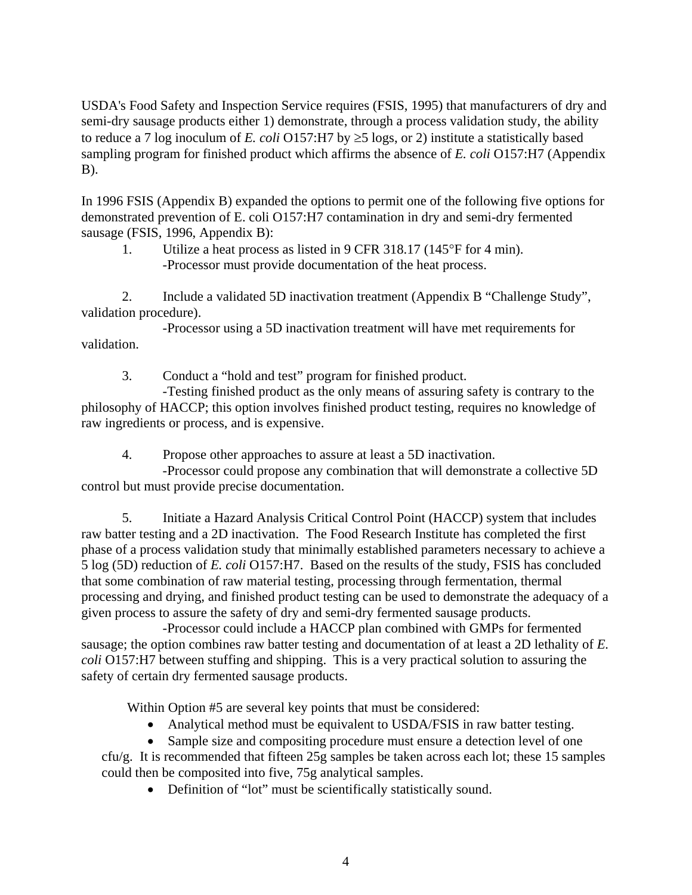USDA's Food Safety and Inspection Service requires (FSIS, 1995) that manufacturers of dry and semi-dry sausage products either 1) demonstrate, through a process validation study, the ability to reduce a 7 log inoculum of *E. coli* O157:H7 by ≥5 logs, or 2) institute a statistically based sampling program for finished product which affirms the absence of *E. coli* O157:H7 (Appendix B).

In 1996 FSIS (Appendix B) expanded the options to permit one of the following five options for demonstrated prevention of E. coli O157:H7 contamination in dry and semi-dry fermented sausage (FSIS, 1996, Appendix B):

1. Utilize a heat process as listed in 9 CFR 318.17 (145°F for 4 min).
   -Processor must provide documentation of the heat process.

2. Include a validated 5D inactivation treatment (Appendix B "Challenge Study", validation procedure).
   -Processor using a 5D inactivation treatment will have met requirements for validation.

3. Conduct a "hold and test" program for finished product.
   -Testing finished product as the only means of assuring safety is contrary to the philosophy of HACCP; this option involves finished product testing, requires no knowledge of raw ingredients or process, and is expensive.

4. Propose other approaches to assure at least a 5D inactivation.
   -Processor could propose any combination that will demonstrate a collective 5D control but must provide precise documentation.

5. Initiate a Hazard Analysis Critical Control Point (HACCP) system that includes raw batter testing and a 2D inactivation. The Food Research Institute has completed the first phase of a process validation study that minimally established parameters necessary to achieve a 5 log (5D) reduction of *E. coli* O157:H7. Based on the results of the study, FSIS has concluded that some combination of raw material testing, processing through fermentation, thermal processing and drying, and finished product testing can be used to demonstrate the adequacy of a given process to assure the safety of dry and semi-dry fermented sausage products.
   -Processor could include a HACCP plan combined with GMPs for fermented sausage; the option combines raw batter testing and documentation of at least a 2D lethality of *E. coli* O157:H7 between stuffing and shipping. This is a very practical solution to assuring the safety of certain dry fermented sausage products.

Within Option #5 are several key points that must be considered:

- Analytical method must be equivalent to USDA/FSIS in raw batter testing.
- Sample size and compositing procedure must ensure a detection level of one cfu/g. It is recommended that fifteen 25g samples be taken across each lot; these 15 samples could then be composited into five, 75g analytical samples.
- Definition of "lot" must be scientifically statistically sound.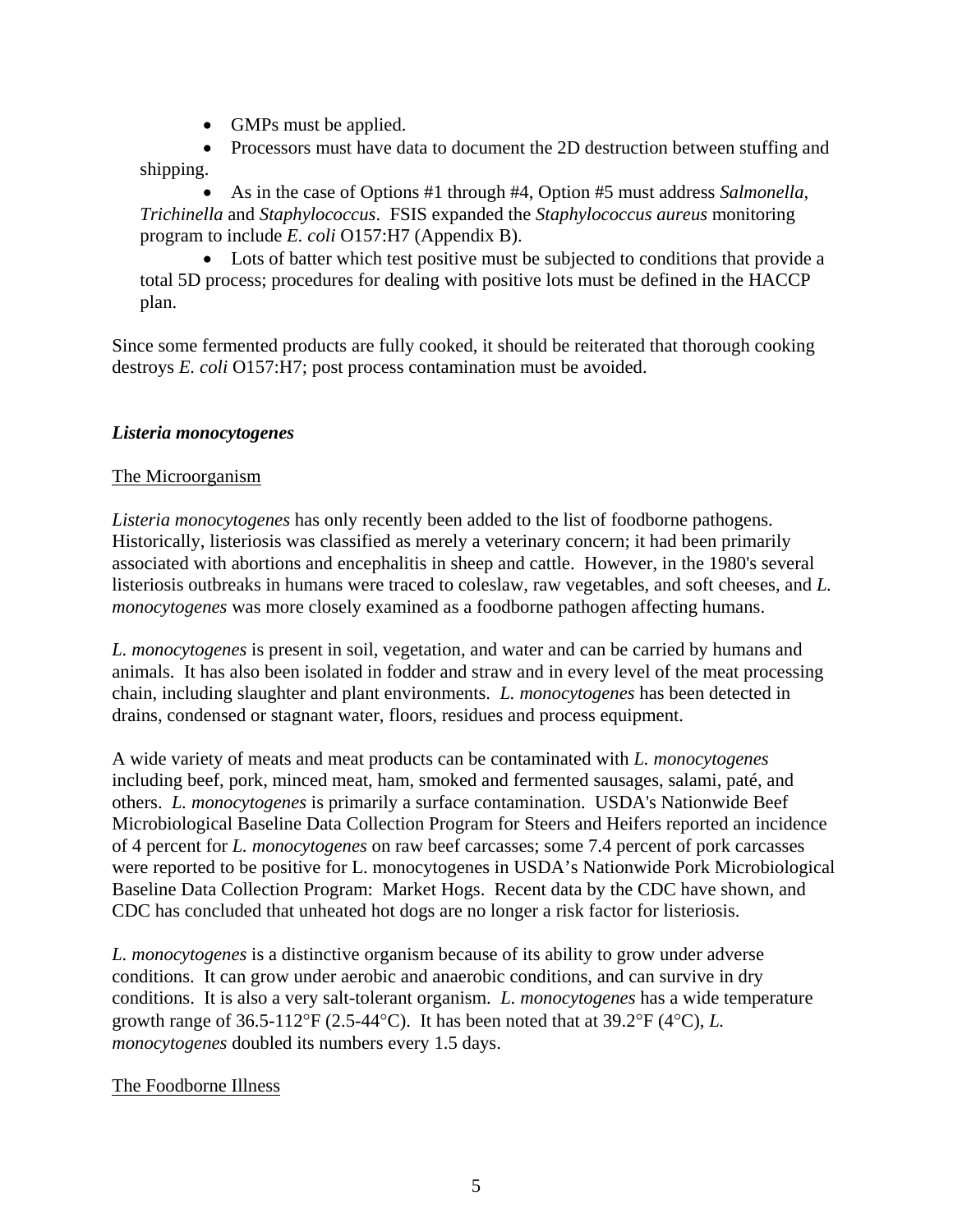- GMPs must be applied.
- Processors must have data to document the 2D destruction between stuffing and shipping.
- As in the case of Options #1 through #4, Option #5 must address *Salmonella*, *Trichinella* and *Staphylococcus*. FSIS expanded the *Staphylococcus aureus* monitoring program to include *E. coli* O157:H7 (Appendix B).
- Lots of batter which test positive must be subjected to conditions that provide a total 5D process; procedures for dealing with positive lots must be defined in the HACCP plan.

Since some fermented products are fully cooked, it should be reiterated that thorough cooking destroys *E. coli* O157:H7; post process contamination must be avoided.

### *Listeria monocytogenes*

#### The Microorganism

*Listeria monocytogenes* has only recently been added to the list of foodborne pathogens. Historically, listeriosis was classified as merely a veterinary concern; it had been primarily associated with abortions and encephalitis in sheep and cattle. However, in the 1980's several listeriosis outbreaks in humans were traced to coleslaw, raw vegetables, and soft cheeses, and *L. monocytogenes* was more closely examined as a foodborne pathogen affecting humans.

*L. monocytogenes* is present in soil, vegetation, and water and can be carried by humans and animals. It has also been isolated in fodder and straw and in every level of the meat processing chain, including slaughter and plant environments. *L. monocytogenes* has been detected in drains, condensed or stagnant water, floors, residues and process equipment.

A wide variety of meats and meat products can be contaminated with *L. monocytogenes* including beef, pork, minced meat, ham, smoked and fermented sausages, salami, paté, and others. *L. monocytogenes* is primarily a surface contamination. USDA's Nationwide Beef Microbiological Baseline Data Collection Program for Steers and Heifers reported an incidence of 4 percent for *L. monocytogenes* on raw beef carcasses; some 7.4 percent of pork carcasses were reported to be positive for L. monocytogenes in USDA's Nationwide Pork Microbiological Baseline Data Collection Program: Market Hogs. Recent data by the CDC have shown, and CDC has concluded that unheated hot dogs are no longer a risk factor for listeriosis.

*L. monocytogenes* is a distinctive organism because of its ability to grow under adverse conditions. It can grow under aerobic and anaerobic conditions, and can survive in dry conditions. It is also a very salt-tolerant organism. *L. monocytogenes* has a wide temperature growth range of 36.5-112°F (2.5-44°C). It has been noted that at 39.2°F (4°C), *L. monocytogenes* doubled its numbers every 1.5 days.

#### The Foodborne Illness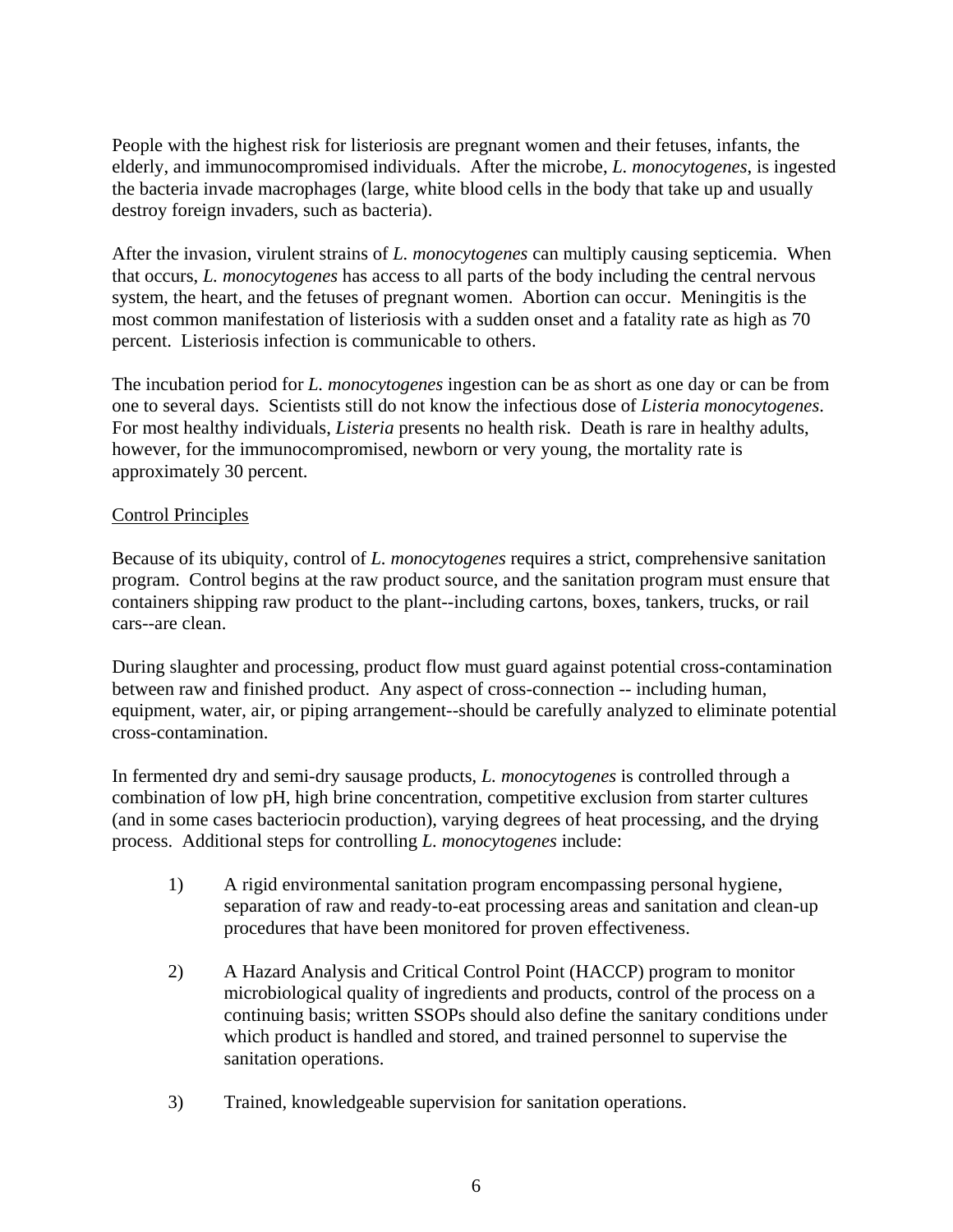People with the highest risk for listeriosis are pregnant women and their fetuses, infants, the elderly, and immunocompromised individuals. After the microbe, *L. monocytogenes*, is ingested the bacteria invade macrophages (large, white blood cells in the body that take up and usually destroy foreign invaders, such as bacteria).

After the invasion, virulent strains of *L. monocytogenes* can multiply causing septicemia. When that occurs, *L. monocytogenes* has access to all parts of the body including the central nervous system, the heart, and the fetuses of pregnant women. Abortion can occur. Meningitis is the most common manifestation of listeriosis with a sudden onset and a fatality rate as high as 70 percent. Listeriosis infection is communicable to others.

The incubation period for *L. monocytogenes* ingestion can be as short as one day or can be from one to several days. Scientists still do not know the infectious dose of *Listeria monocytogenes*. For most healthy individuals, *Listeria* presents no health risk. Death is rare in healthy adults, however, for the immunocompromised, newborn or very young, the mortality rate is approximately 30 percent.

<u>Control Principles</u>

Because of its ubiquity, control of *L. monocytogenes* requires a strict, comprehensive sanitation program. Control begins at the raw product source, and the sanitation program must ensure that containers shipping raw product to the plant--including cartons, boxes, tankers, trucks, or rail cars--are clean.

During slaughter and processing, product flow must guard against potential cross-contamination between raw and finished product. Any aspect of cross-connection -- including human, equipment, water, air, or piping arrangement--should be carefully analyzed to eliminate potential cross-contamination.

In fermented dry and semi-dry sausage products, *L. monocytogenes* is controlled through a combination of low pH, high brine concentration, competitive exclusion from starter cultures (and in some cases bacteriocin production), varying degrees of heat processing, and the drying process. Additional steps for controlling *L. monocytogenes* include:

1) A rigid environmental sanitation program encompassing personal hygiene, separation of raw and ready-to-eat processing areas and sanitation and clean-up procedures that have been monitored for proven effectiveness.

2) A Hazard Analysis and Critical Control Point (HACCP) program to monitor microbiological quality of ingredients and products, control of the process on a continuing basis; written SSOPs should also define the sanitary conditions under which product is handled and stored, and trained personnel to supervise the sanitation operations.

3) Trained, knowledgeable supervision for sanitation operations.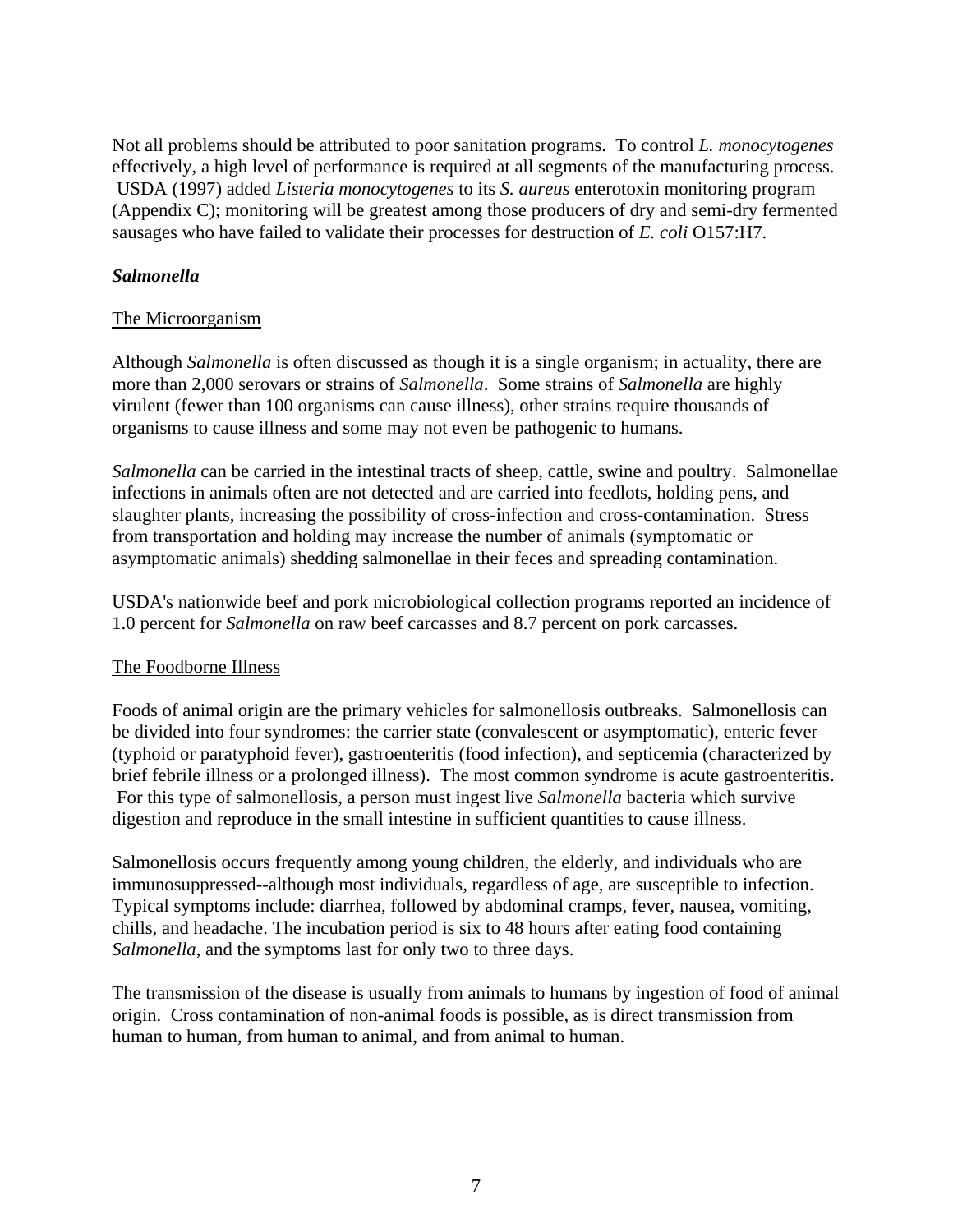Not all problems should be attributed to poor sanitation programs. To control *L. monocytogenes* effectively, a high level of performance is required at all segments of the manufacturing process. USDA (1997) added *Listeria monocytogenes* to its *S. aureus* enterotoxin monitoring program (Appendix C); monitoring will be greatest among those producers of dry and semi-dry fermented sausages who have failed to validate their processes for destruction of *E. coli* O157:H7.

### *Salmonella*

The Microorganism

Although *Salmonella* is often discussed as though it is a single organism; in actuality, there are more than 2,000 serovars or strains of *Salmonella*. Some strains of *Salmonella* are highly virulent (fewer than 100 organisms can cause illness), other strains require thousands of organisms to cause illness and some may not even be pathogenic to humans.

*Salmonella* can be carried in the intestinal tracts of sheep, cattle, swine and poultry. Salmonellae infections in animals often are not detected and are carried into feedlots, holding pens, and slaughter plants, increasing the possibility of cross-infection and cross-contamination. Stress from transportation and holding may increase the number of animals (symptomatic or asymptomatic animals) shedding salmonellae in their feces and spreading contamination.

USDA's nationwide beef and pork microbiological collection programs reported an incidence of 1.0 percent for *Salmonella* on raw beef carcasses and 8.7 percent on pork carcasses.

The Foodborne Illness

Foods of animal origin are the primary vehicles for salmonellosis outbreaks. Salmonellosis can be divided into four syndromes: the carrier state (convalescent or asymptomatic), enteric fever (typhoid or paratyphoid fever), gastroenteritis (food infection), and septicemia (characterized by brief febrile illness or a prolonged illness). The most common syndrome is acute gastroenteritis. For this type of salmonellosis, a person must ingest live *Salmonella* bacteria which survive digestion and reproduce in the small intestine in sufficient quantities to cause illness.

Salmonellosis occurs frequently among young children, the elderly, and individuals who are immunosuppressed--although most individuals, regardless of age, are susceptible to infection. Typical symptoms include: diarrhea, followed by abdominal cramps, fever, nausea, vomiting, chills, and headache. The incubation period is six to 48 hours after eating food containing *Salmonella*, and the symptoms last for only two to three days.

The transmission of the disease is usually from animals to humans by ingestion of food of animal origin. Cross contamination of non-animal foods is possible, as is direct transmission from human to human, from human to animal, and from animal to human.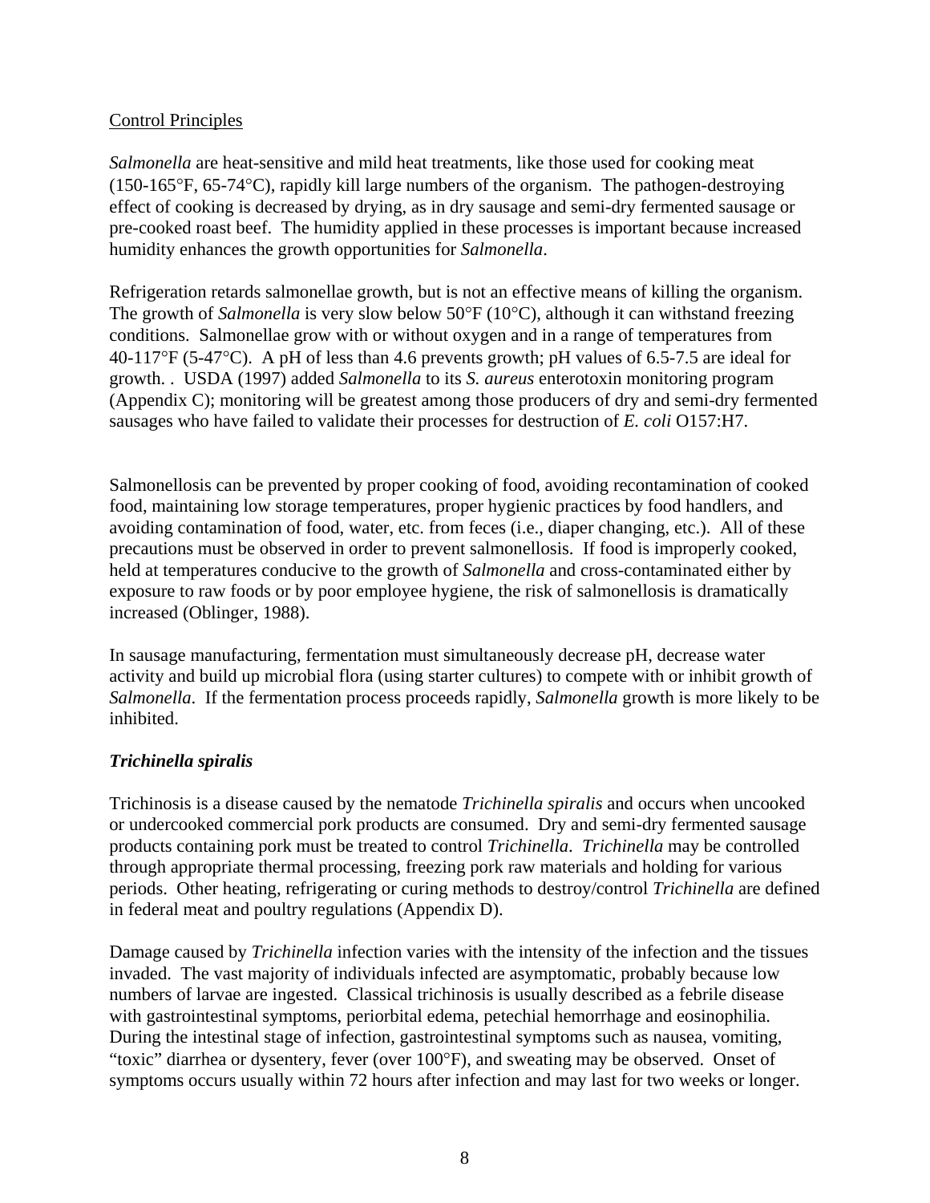Control Principles

*Salmonella* are heat-sensitive and mild heat treatments, like those used for cooking meat (150-165°F, 65-74°C), rapidly kill large numbers of the organism. The pathogen-destroying effect of cooking is decreased by drying, as in dry sausage and semi-dry fermented sausage or pre-cooked roast beef. The humidity applied in these processes is important because increased humidity enhances the growth opportunities for *Salmonella*.

Refrigeration retards salmonellae growth, but is not an effective means of killing the organism. The growth of *Salmonella* is very slow below 50°F (10°C), although it can withstand freezing conditions. Salmonellae grow with or without oxygen and in a range of temperatures from 40-117°F (5-47°C). A pH of less than 4.6 prevents growth; pH values of 6.5-7.5 are ideal for growth. . USDA (1997) added *Salmonella* to its *S. aureus* enterotoxin monitoring program (Appendix C); monitoring will be greatest among those producers of dry and semi-dry fermented sausages who have failed to validate their processes for destruction of *E. coli* O157:H7.

Salmonellosis can be prevented by proper cooking of food, avoiding recontamination of cooked food, maintaining low storage temperatures, proper hygienic practices by food handlers, and avoiding contamination of food, water, etc. from feces (i.e., diaper changing, etc.). All of these precautions must be observed in order to prevent salmonellosis. If food is improperly cooked, held at temperatures conducive to the growth of *Salmonella* and cross-contaminated either by exposure to raw foods or by poor employee hygiene, the risk of salmonellosis is dramatically increased (Oblinger, 1988).

In sausage manufacturing, fermentation must simultaneously decrease pH, decrease water activity and build up microbial flora (using starter cultures) to compete with or inhibit growth of *Salmonella*. If the fermentation process proceeds rapidly, *Salmonella* growth is more likely to be inhibited.

### *Trichinella spiralis*

Trichinosis is a disease caused by the nematode *Trichinella spiralis* and occurs when uncooked or undercooked commercial pork products are consumed. Dry and semi-dry fermented sausage products containing pork must be treated to control *Trichinella*. *Trichinella* may be controlled through appropriate thermal processing, freezing pork raw materials and holding for various periods. Other heating, refrigerating or curing methods to destroy/control *Trichinella* are defined in federal meat and poultry regulations (Appendix D).

Damage caused by *Trichinella* infection varies with the intensity of the infection and the tissues invaded. The vast majority of individuals infected are asymptomatic, probably because low numbers of larvae are ingested. Classical trichinosis is usually described as a febrile disease with gastrointestinal symptoms, periorbital edema, petechial hemorrhage and eosinophilia. During the intestinal stage of infection, gastrointestinal symptoms such as nausea, vomiting, "toxic" diarrhea or dysentery, fever (over 100°F), and sweating may be observed. Onset of symptoms occurs usually within 72 hours after infection and may last for two weeks or longer.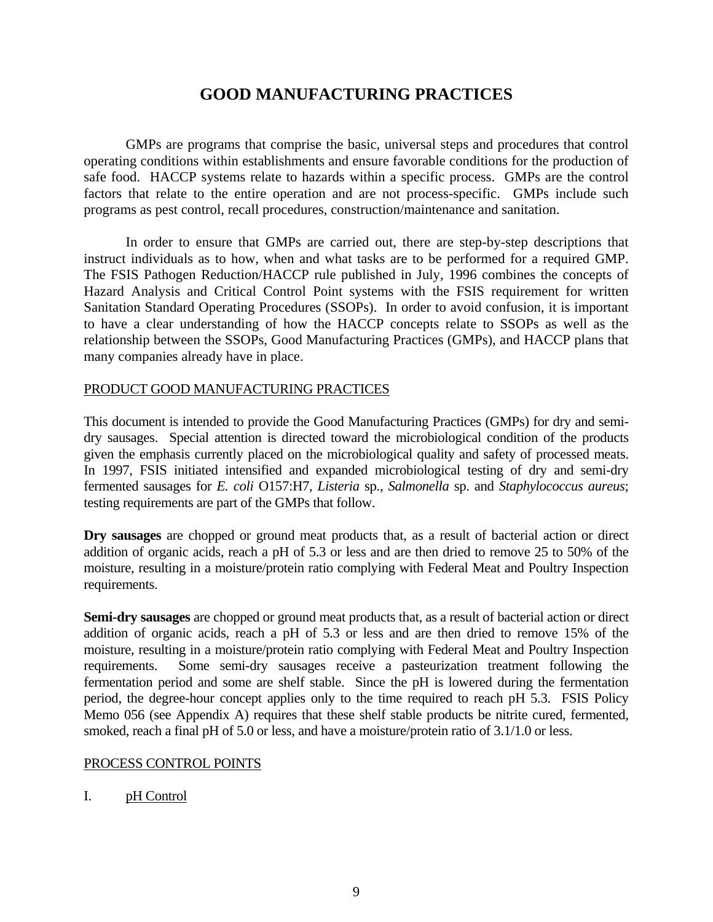# GOOD MANUFACTURING PRACTICES

GMPs are programs that comprise the basic, universal steps and procedures that control operating conditions within establishments and ensure favorable conditions for the production of safe food. HACCP systems relate to hazards within a specific process. GMPs are the control factors that relate to the entire operation and are not process-specific. GMPs include such programs as pest control, recall procedures, construction/maintenance and sanitation.

In order to ensure that GMPs are carried out, there are step-by-step descriptions that instruct individuals as to how, when and what tasks are to be performed for a required GMP. The FSIS Pathogen Reduction/HACCP rule published in July, 1996 combines the concepts of Hazard Analysis and Critical Control Point systems with the FSIS requirement for written Sanitation Standard Operating Procedures (SSOPs). In order to avoid confusion, it is important to have a clear understanding of how the HACCP concepts relate to SSOPs as well as the relationship between the SSOPs, Good Manufacturing Practices (GMPs), and HACCP plans that many companies already have in place.

## PRODUCT GOOD MANUFACTURING PRACTICES

This document is intended to provide the Good Manufacturing Practices (GMPs) for dry and semi-dry sausages. Special attention is directed toward the microbiological condition of the products given the emphasis currently placed on the microbiological quality and safety of processed meats. In 1997, FSIS initiated intensified and expanded microbiological testing of dry and semi-dry fermented sausages for *E. coli* O157:H7, *Listeria* sp., *Salmonella* sp. and *Staphylococcus aureus*; testing requirements are part of the GMPs that follow.

**Dry sausages** are chopped or ground meat products that, as a result of bacterial action or direct addition of organic acids, reach a pH of 5.3 or less and are then dried to remove 25 to 50% of the moisture, resulting in a moisture/protein ratio complying with Federal Meat and Poultry Inspection requirements.

**Semi-dry sausages** are chopped or ground meat products that, as a result of bacterial action or direct addition of organic acids, reach a pH of 5.3 or less and are then dried to remove 15% of the moisture, resulting in a moisture/protein ratio complying with Federal Meat and Poultry Inspection requirements. Some semi-dry sausages receive a pasteurization treatment following the fermentation period and some are shelf stable. Since the pH is lowered during the fermentation period, the degree-hour concept applies only to the time required to reach pH 5.3. FSIS Policy Memo 056 (see Appendix A) requires that these shelf stable products be nitrite cured, fermented, smoked, reach a final pH of 5.0 or less, and have a moisture/protein ratio of 3.1/1.0 or less.

## PROCESS CONTROL POINTS

### I. pH Control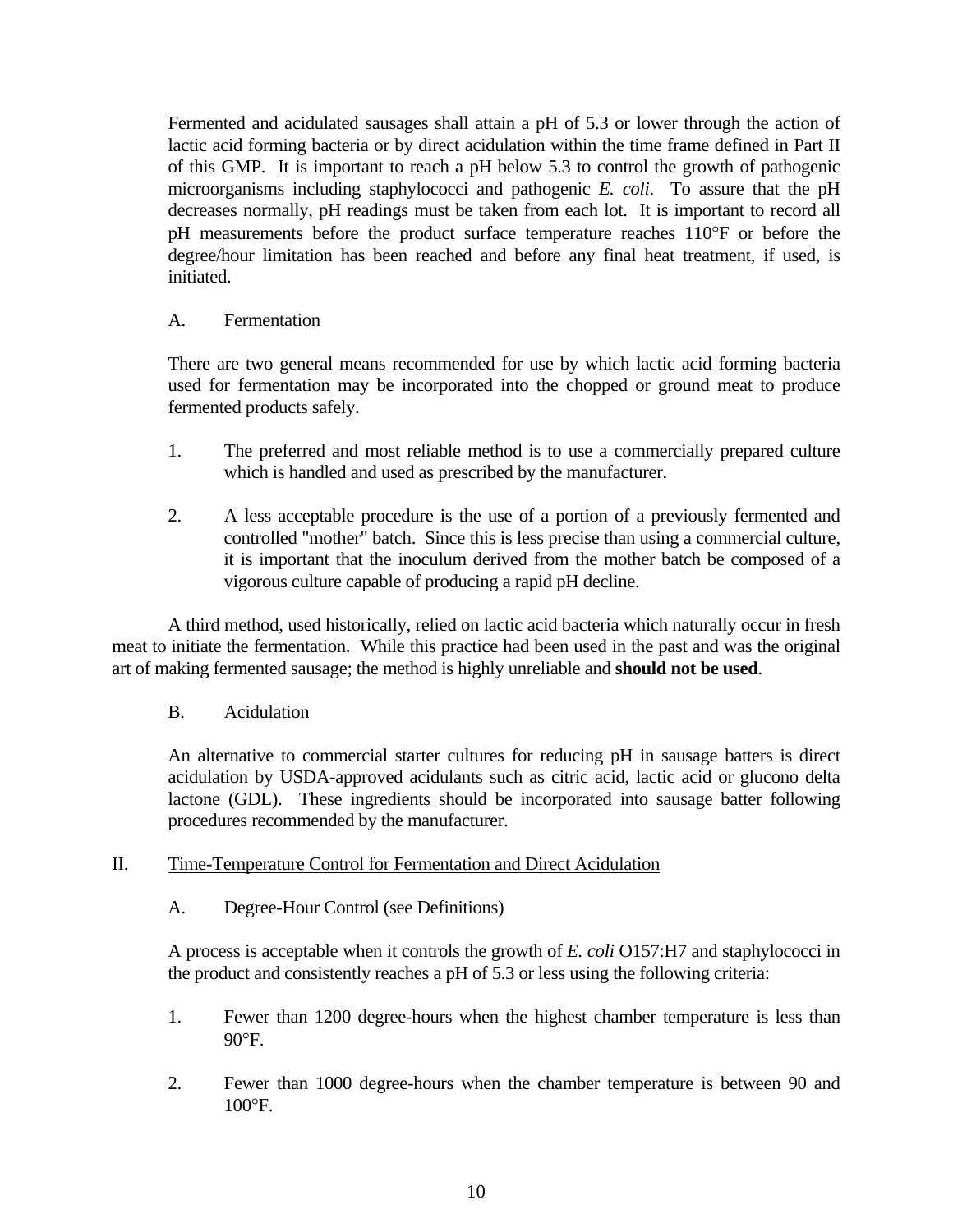Fermented and acidulated sausages shall attain a pH of 5.3 or lower through the action of lactic acid forming bacteria or by direct acidulation within the time frame defined in Part II of this GMP. It is important to reach a pH below 5.3 to control the growth of pathogenic microorganisms including staphylococci and pathogenic *E. coli*. To assure that the pH decreases normally, pH readings must be taken from each lot. It is important to record all pH measurements before the product surface temperature reaches 110°F or before the degree/hour limitation has been reached and before any final heat treatment, if used, is initiated.

A. Fermentation

There are two general means recommended for use by which lactic acid forming bacteria used for fermentation may be incorporated into the chopped or ground meat to produce fermented products safely.

1. The preferred and most reliable method is to use a commercially prepared culture which is handled and used as prescribed by the manufacturer.

2. A less acceptable procedure is the use of a portion of a previously fermented and controlled "mother" batch. Since this is less precise than using a commercial culture, it is important that the inoculum derived from the mother batch be composed of a vigorous culture capable of producing a rapid pH decline.

A third method, used historically, relied on lactic acid bacteria which naturally occur in fresh meat to initiate the fermentation. While this practice had been used in the past and was the original art of making fermented sausage; the method is highly unreliable and **should not be used**.

B. Acidulation

An alternative to commercial starter cultures for reducing pH in sausage batters is direct acidulation by USDA-approved acidulants such as citric acid, lactic acid or glucono delta lactone (GDL). These ingredients should be incorporated into sausage batter following procedures recommended by the manufacturer.

II. Time-Temperature Control for Fermentation and Direct Acidulation

A. Degree-Hour Control (see Definitions)

A process is acceptable when it controls the growth of *E. coli* O157:H7 and staphylococci in the product and consistently reaches a pH of 5.3 or less using the following criteria:

1. Fewer than 1200 degree-hours when the highest chamber temperature is less than 90°F.

2. Fewer than 1000 degree-hours when the chamber temperature is between 90 and 100°F.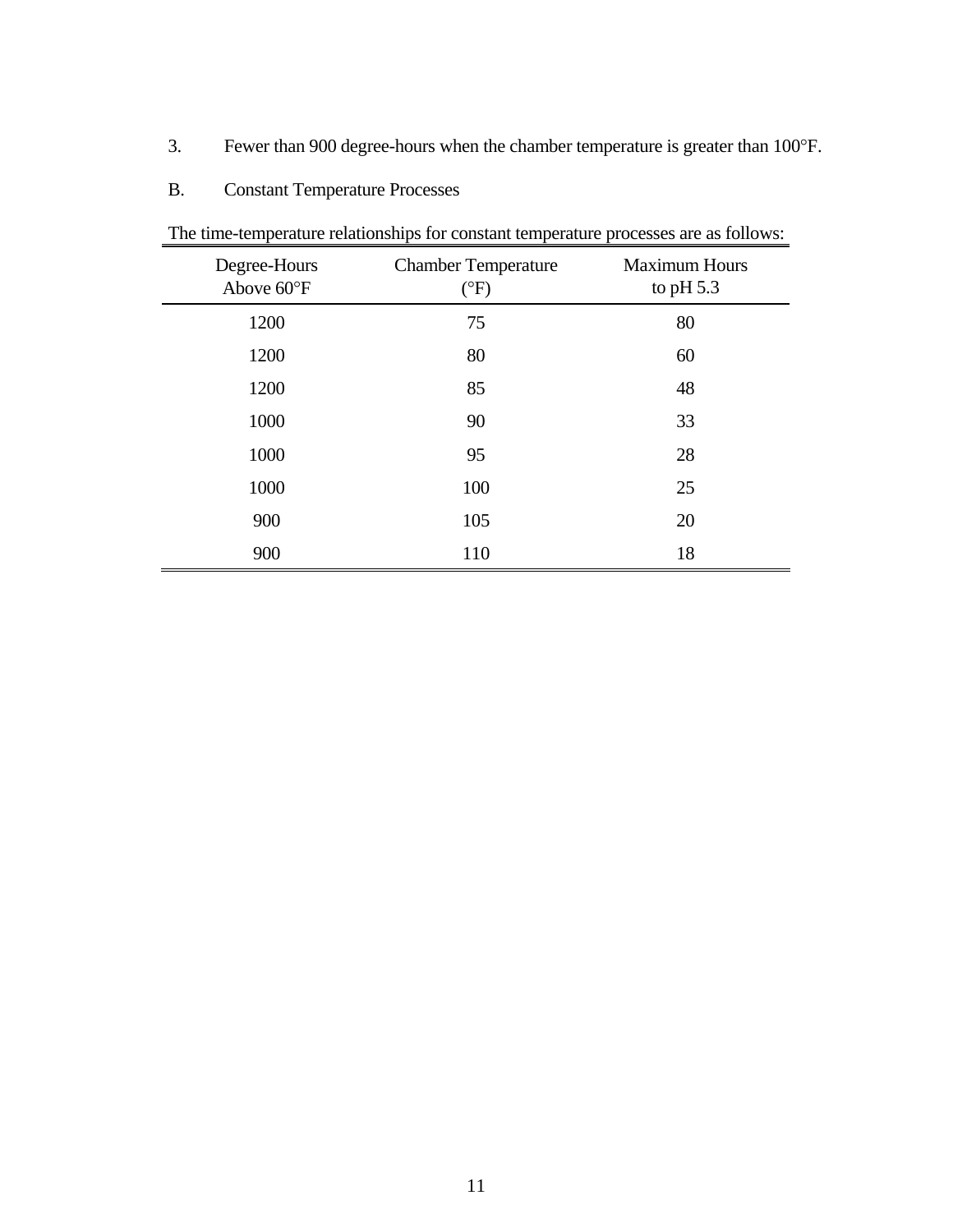3. Fewer than 900 degree-hours when the chamber temperature is greater than 100°F.

B. Constant Temperature Processes

The time-temperature relationships for constant temperature processes are as follows:

| Degree-Hours Above 60°F | Chamber Temperature (°F) | Maximum Hours to pH 5.3 |
|---|---|---|
| 1200 | 75 | 80 |
| 1200 | 80 | 60 |
| 1200 | 85 | 48 |
| 1000 | 90 | 33 |
| 1000 | 95 | 28 |
| 1000 | 100 | 25 |
| 900 | 105 | 20 |
| 900 | 110 | 18 |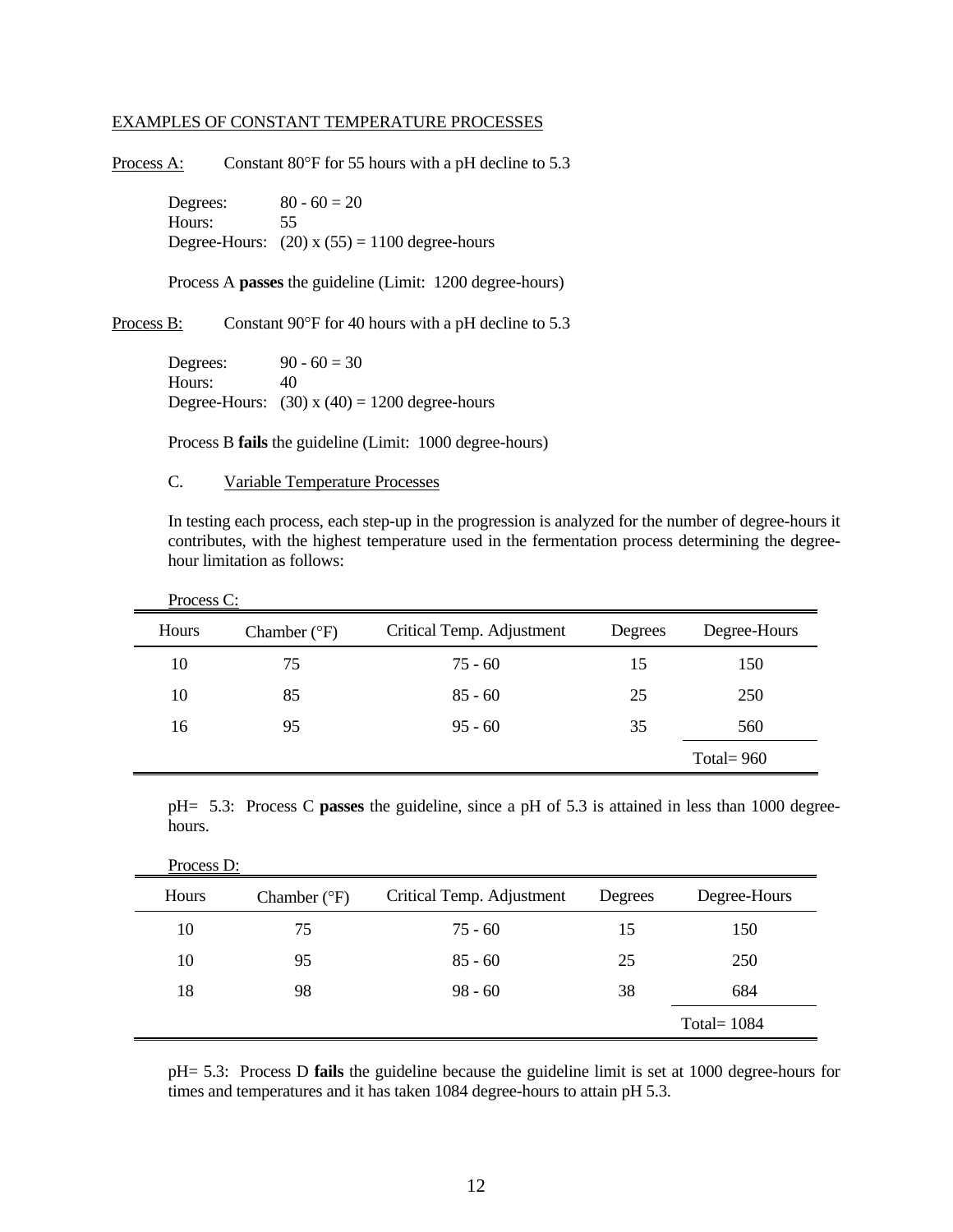EXAMPLES OF CONSTANT TEMPERATURE PROCESSES

Process A: Constant 80°F for 55 hours with a pH decline to 5.3

Degrees: 80 - 60 = 20
Hours: 55
Degree-Hours: (20) x (55) = 1100 degree-hours

Process A **passes** the guideline (Limit: 1200 degree-hours)

Process B: Constant 90°F for 40 hours with a pH decline to 5.3

Degrees: 90 - 60 = 30
Hours: 40
Degree-Hours: (30) x (40) = 1200 degree-hours

Process B **fails** the guideline (Limit: 1000 degree-hours)

C. Variable Temperature Processes

In testing each process, each step-up in the progression is analyzed for the number of degree-hours it contributes, with the highest temperature used in the fermentation process determining the degree-hour limitation as follows:

Process C:

| Hours | Chamber (°F) | Critical Temp. Adjustment | Degrees | Degree-Hours |
|---|---|---|---|---|
| 10 | 75 | 75 - 60 | 15 | 150 |
| 10 | 85 | 85 - 60 | 25 | 250 |
| 16 | 95 | 95 - 60 | 35 | 560 |
| | | | | Total= 960 |

pH= 5.3: Process C **passes** the guideline, since a pH of 5.3 is attained in less than 1000 degree-hours.

Process D:

| Hours | Chamber (°F) | Critical Temp. Adjustment | Degrees | Degree-Hours |
|---|---|---|---|---|
| 10 | 75 | 75 - 60 | 15 | 150 |
| 10 | 95 | 85 - 60 | 25 | 250 |
| 18 | 98 | 98 - 60 | 38 | 684 |
| | | | | Total= 1084 |

pH= 5.3: Process D **fails** the guideline because the guideline limit is set at 1000 degree-hours for times and temperatures and it has taken 1084 degree-hours to attain pH 5.3.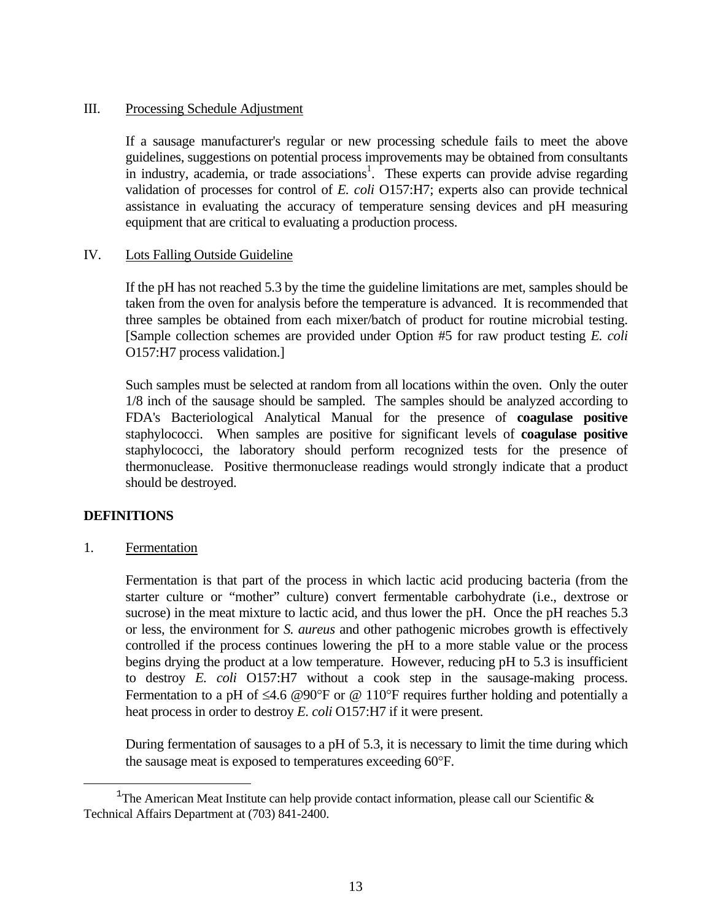III. Processing Schedule Adjustment

If a sausage manufacturer's regular or new processing schedule fails to meet the above guidelines, suggestions on potential process improvements may be obtained from consultants in industry, academia, or trade associations[1]. These experts can provide advise regarding validation of processes for control of *E. coli* O157:H7; experts also can provide technical assistance in evaluating the accuracy of temperature sensing devices and pH measuring equipment that are critical to evaluating a production process.

IV. Lots Falling Outside Guideline

If the pH has not reached 5.3 by the time the guideline limitations are met, samples should be taken from the oven for analysis before the temperature is advanced. It is recommended that three samples be obtained from each mixer/batch of product for routine microbial testing. [Sample collection schemes are provided under Option #5 for raw product testing *E. coli* O157:H7 process validation.]

Such samples must be selected at random from all locations within the oven. Only the outer 1/8 inch of the sausage should be sampled. The samples should be analyzed according to FDA's Bacteriological Analytical Manual for the presence of **coagulase positive** staphylococci. When samples are positive for significant levels of **coagulase positive** staphylococci, the laboratory should perform recognized tests for the presence of thermonuclease. Positive thermonuclease readings would strongly indicate that a product should be destroyed.

**DEFINITIONS**

1. Fermentation

Fermentation is that part of the process in which lactic acid producing bacteria (from the starter culture or "mother" culture) convert fermentable carbohydrate (i.e., dextrose or sucrose) in the meat mixture to lactic acid, and thus lower the pH. Once the pH reaches 5.3 or less, the environment for *S. aureus* and other pathogenic microbes growth is effectively controlled if the process continues lowering the pH to a more stable value or the process begins drying the product at a low temperature. However, reducing pH to 5.3 is insufficient to destroy *E. coli* O157:H7 without a cook step in the sausage-making process. Fermentation to a pH of ≤4.6 @90°F or @ 110°F requires further holding and potentially a heat process in order to destroy *E. coli* O157:H7 if it were present.

During fermentation of sausages to a pH of 5.3, it is necessary to limit the time during which the sausage meat is exposed to temperatures exceeding 60°F.

[1] The American Meat Institute can help provide contact information, please call our Scientific & Technical Affairs Department at (703) 841-2400.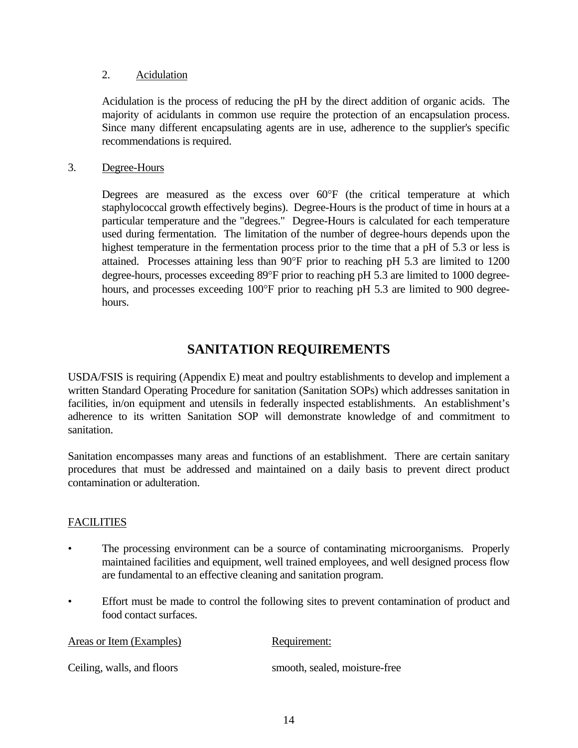2. Acidulation

Acidulation is the process of reducing the pH by the direct addition of organic acids. The majority of acidulants in common use require the protection of an encapsulation process. Since many different encapsulating agents are in use, adherence to the supplier's specific recommendations is required.

3. Degree-Hours

Degrees are measured as the excess over 60°F (the critical temperature at which staphylococcal growth effectively begins). Degree-Hours is the product of time in hours at a particular temperature and the "degrees." Degree-Hours is calculated for each temperature used during fermentation. The limitation of the number of degree-hours depends upon the highest temperature in the fermentation process prior to the time that a pH of 5.3 or less is attained. Processes attaining less than 90°F prior to reaching pH 5.3 are limited to 1200 degree-hours, processes exceeding 89°F prior to reaching pH 5.3 are limited to 1000 degree-hours, and processes exceeding 100°F prior to reaching pH 5.3 are limited to 900 degree-hours.

## SANITATION REQUIREMENTS

USDA/FSIS is requiring (Appendix E) meat and poultry establishments to develop and implement a written Standard Operating Procedure for sanitation (Sanitation SOPs) which addresses sanitation in facilities, in/on equipment and utensils in federally inspected establishments. An establishment's adherence to its written Sanitation SOP will demonstrate knowledge of and commitment to sanitation.

Sanitation encompasses many areas and functions of an establishment. There are certain sanitary procedures that must be addressed and maintained on a daily basis to prevent direct product contamination or adulteration.

FACILITIES

- The processing environment can be a source of contaminating microorganisms. Properly maintained facilities and equipment, well trained employees, and well designed process flow are fundamental to an effective cleaning and sanitation program.
- Effort must be made to control the following sites to prevent contamination of product and food contact surfaces.

| Areas or Item (Examples) | Requirement: |
| --- | --- |
| Ceiling, walls, and floors | smooth, sealed, moisture-free |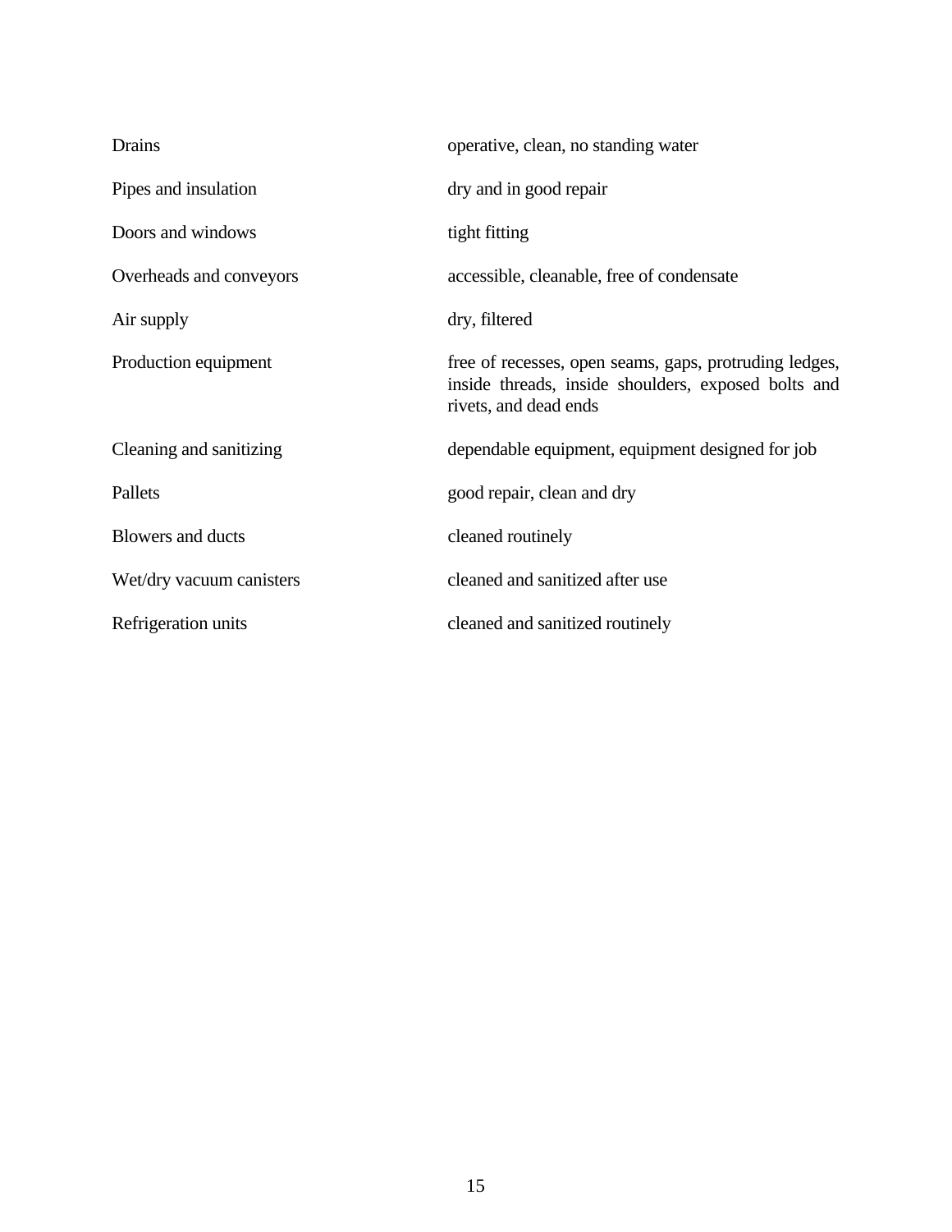| | |
|---|---|
| Drains | operative, clean, no standing water |
| Pipes and insulation | dry and in good repair |
| Doors and windows | tight fitting |
| Overheads and conveyors | accessible, cleanable, free of condensate |
| Air supply | dry, filtered |
| Production equipment | free of recesses, open seams, gaps, protruding ledges, inside threads, inside shoulders, exposed bolts and rivets, and dead ends |
| Cleaning and sanitizing | dependable equipment, equipment designed for job |
| Pallets | good repair, clean and dry |
| Blowers and ducts | cleaned routinely |
| Wet/dry vacuum canisters | cleaned and sanitized after use |
| Refrigeration units | cleaned and sanitized routinely |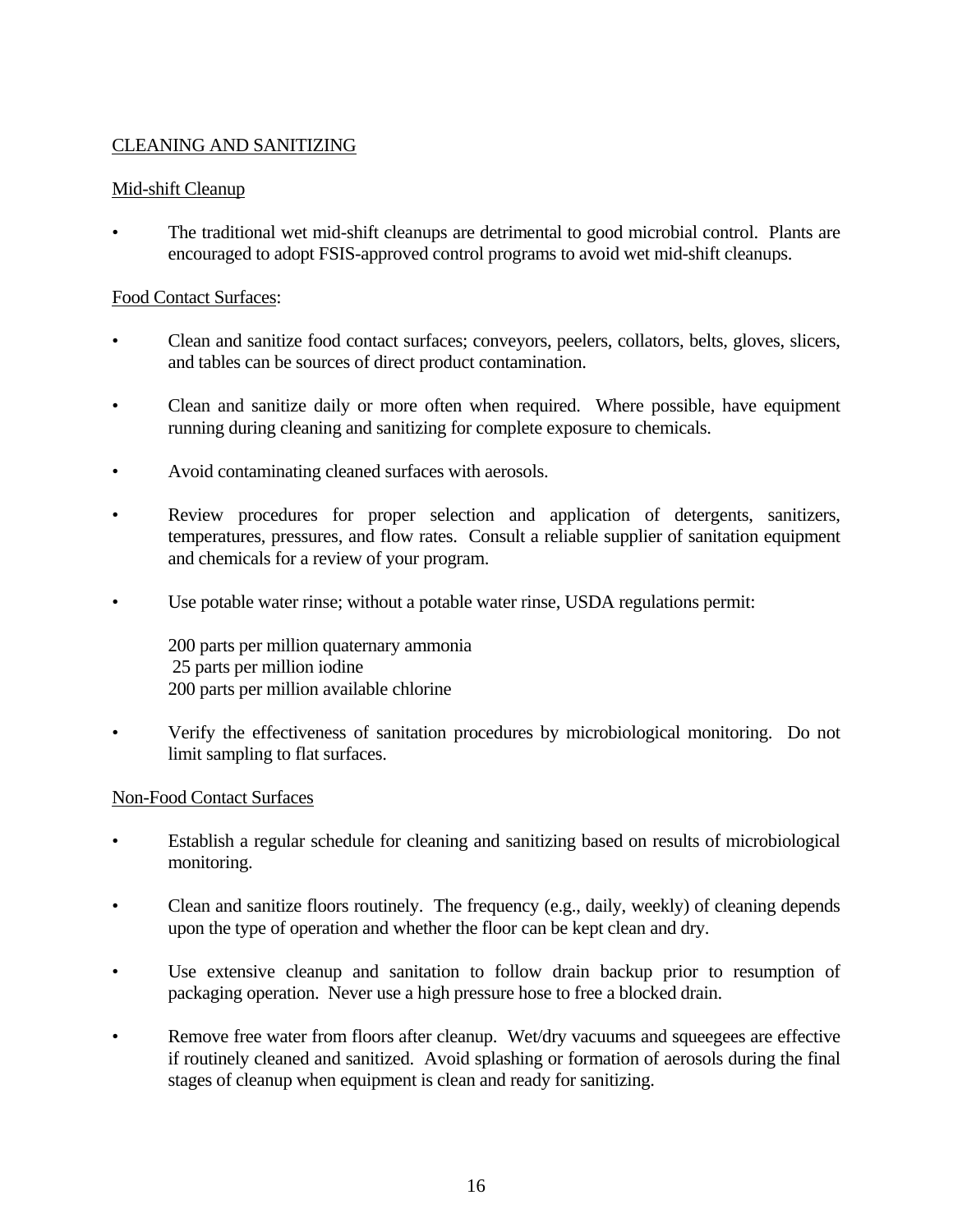## CLEANING AND SANITIZING

### Mid-shift Cleanup

- The traditional wet mid-shift cleanups are detrimental to good microbial control. Plants are encouraged to adopt FSIS-approved control programs to avoid wet mid-shift cleanups.

### Food Contact Surfaces:

- Clean and sanitize food contact surfaces; conveyors, peelers, collators, belts, gloves, slicers, and tables can be sources of direct product contamination.
- Clean and sanitize daily or more often when required. Where possible, have equipment running during cleaning and sanitizing for complete exposure to chemicals.
- Avoid contaminating cleaned surfaces with aerosols.
- Review procedures for proper selection and application of detergents, sanitizers, temperatures, pressures, and flow rates. Consult a reliable supplier of sanitation equipment and chemicals for a review of your program.
- Use potable water rinse; without a potable water rinse, USDA regulations permit:

  200 parts per million quaternary ammonia
  25 parts per million iodine
  200 parts per million available chlorine

- Verify the effectiveness of sanitation procedures by microbiological monitoring. Do not limit sampling to flat surfaces.

### Non-Food Contact Surfaces

- Establish a regular schedule for cleaning and sanitizing based on results of microbiological monitoring.
- Clean and sanitize floors routinely. The frequency (e.g., daily, weekly) of cleaning depends upon the type of operation and whether the floor can be kept clean and dry.
- Use extensive cleanup and sanitation to follow drain backup prior to resumption of packaging operation. Never use a high pressure hose to free a blocked drain.
- Remove free water from floors after cleanup. Wet/dry vacuums and squeegees are effective if routinely cleaned and sanitized. Avoid splashing or formation of aerosols during the final stages of cleanup when equipment is clean and ready for sanitizing.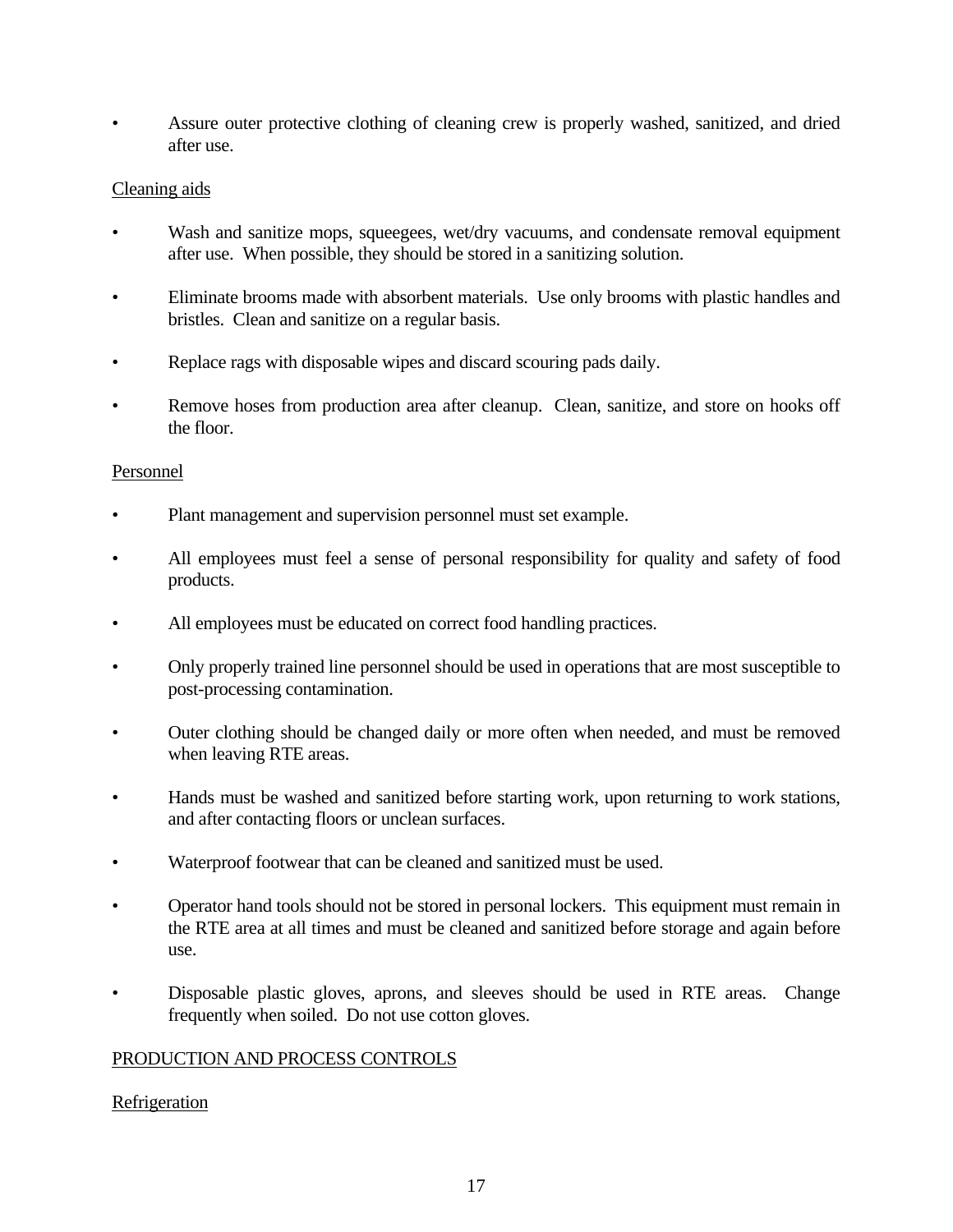- Assure outer protective clothing of cleaning crew is properly washed, sanitized, and dried after use.

Cleaning aids

- Wash and sanitize mops, squeegees, wet/dry vacuums, and condensate removal equipment after use. When possible, they should be stored in a sanitizing solution.
- Eliminate brooms made with absorbent materials. Use only brooms with plastic handles and bristles. Clean and sanitize on a regular basis.
- Replace rags with disposable wipes and discard scouring pads daily.
- Remove hoses from production area after cleanup. Clean, sanitize, and store on hooks off the floor.

Personnel

- Plant management and supervision personnel must set example.
- All employees must feel a sense of personal responsibility for quality and safety of food products.
- All employees must be educated on correct food handling practices.
- Only properly trained line personnel should be used in operations that are most susceptible to post-processing contamination.
- Outer clothing should be changed daily or more often when needed, and must be removed when leaving RTE areas.
- Hands must be washed and sanitized before starting work, upon returning to work stations, and after contacting floors or unclean surfaces.
- Waterproof footwear that can be cleaned and sanitized must be used.
- Operator hand tools should not be stored in personal lockers. This equipment must remain in the RTE area at all times and must be cleaned and sanitized before storage and again before use.
- Disposable plastic gloves, aprons, and sleeves should be used in RTE areas. Change frequently when soiled. Do not use cotton gloves.

PRODUCTION AND PROCESS CONTROLS

Refrigeration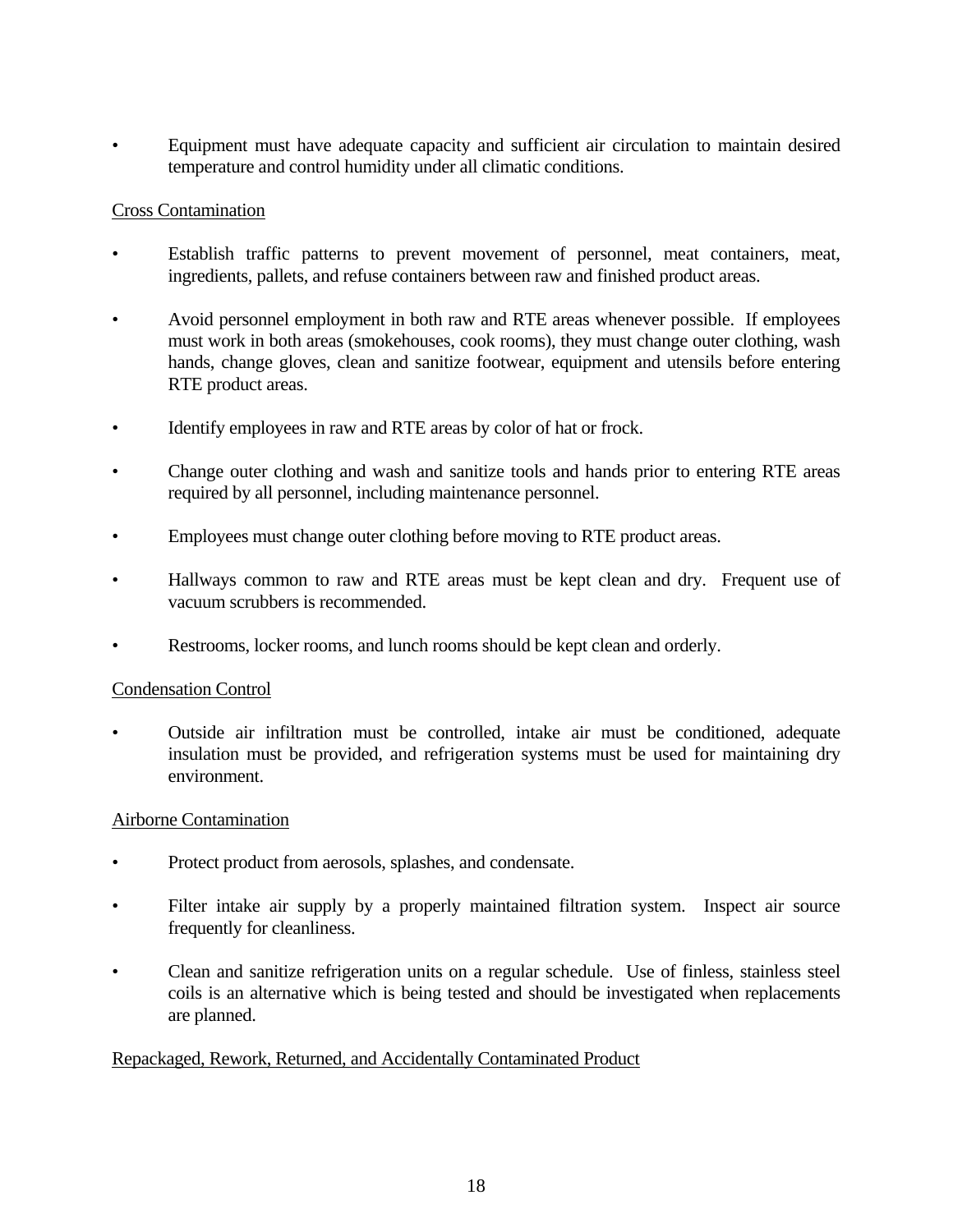- Equipment must have adequate capacity and sufficient air circulation to maintain desired temperature and control humidity under all climatic conditions.

Cross Contamination

- Establish traffic patterns to prevent movement of personnel, meat containers, meat, ingredients, pallets, and refuse containers between raw and finished product areas.

- Avoid personnel employment in both raw and RTE areas whenever possible. If employees must work in both areas (smokehouses, cook rooms), they must change outer clothing, wash hands, change gloves, clean and sanitize footwear, equipment and utensils before entering RTE product areas.

- Identify employees in raw and RTE areas by color of hat or frock.

- Change outer clothing and wash and sanitize tools and hands prior to entering RTE areas required by all personnel, including maintenance personnel.

- Employees must change outer clothing before moving to RTE product areas.

- Hallways common to raw and RTE areas must be kept clean and dry. Frequent use of vacuum scrubbers is recommended.

- Restrooms, locker rooms, and lunch rooms should be kept clean and orderly.

Condensation Control

- Outside air infiltration must be controlled, intake air must be conditioned, adequate insulation must be provided, and refrigeration systems must be used for maintaining dry environment.

Airborne Contamination

- Protect product from aerosols, splashes, and condensate.

- Filter intake air supply by a properly maintained filtration system. Inspect air source frequently for cleanliness.

- Clean and sanitize refrigeration units on a regular schedule. Use of finless, stainless steel coils is an alternative which is being tested and should be investigated when replacements are planned.

Repackaged, Rework, Returned, and Accidentally Contaminated Product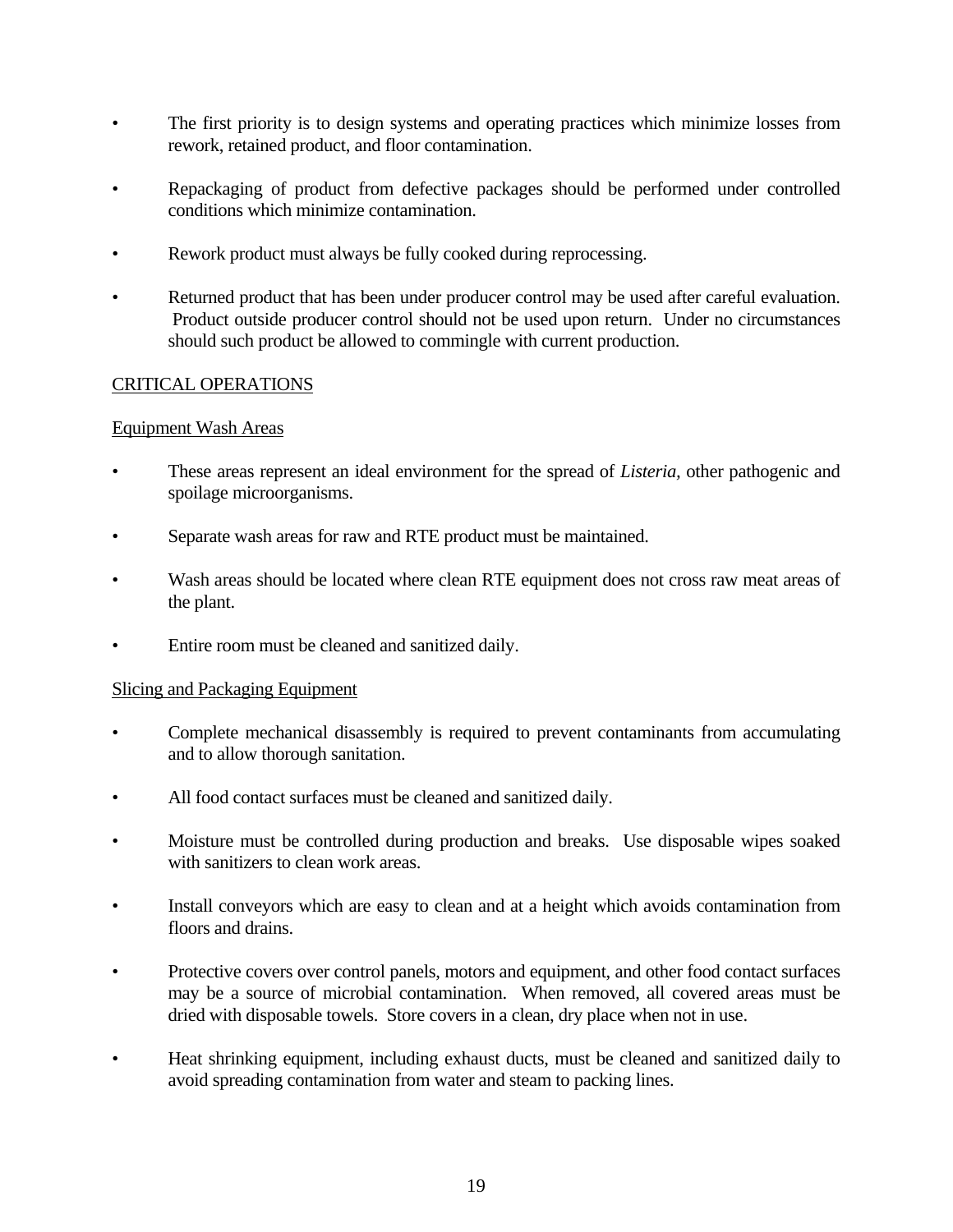- The first priority is to design systems and operating practices which minimize losses from rework, retained product, and floor contamination.
- Repackaging of product from defective packages should be performed under controlled conditions which minimize contamination.
- Rework product must always be fully cooked during reprocessing.
- Returned product that has been under producer control may be used after careful evaluation. Product outside producer control should not be used upon return. Under no circumstances should such product be allowed to commingle with current production.

## CRITICAL OPERATIONS

### Equipment Wash Areas

- These areas represent an ideal environment for the spread of *Listeria*, other pathogenic and spoilage microorganisms.
- Separate wash areas for raw and RTE product must be maintained.
- Wash areas should be located where clean RTE equipment does not cross raw meat areas of the plant.
- Entire room must be cleaned and sanitized daily.

### Slicing and Packaging Equipment

- Complete mechanical disassembly is required to prevent contaminants from accumulating and to allow thorough sanitation.
- All food contact surfaces must be cleaned and sanitized daily.
- Moisture must be controlled during production and breaks. Use disposable wipes soaked with sanitizers to clean work areas.
- Install conveyors which are easy to clean and at a height which avoids contamination from floors and drains.
- Protective covers over control panels, motors and equipment, and other food contact surfaces may be a source of microbial contamination. When removed, all covered areas must be dried with disposable towels. Store covers in a clean, dry place when not in use.
- Heat shrinking equipment, including exhaust ducts, must be cleaned and sanitized daily to avoid spreading contamination from water and steam to packing lines.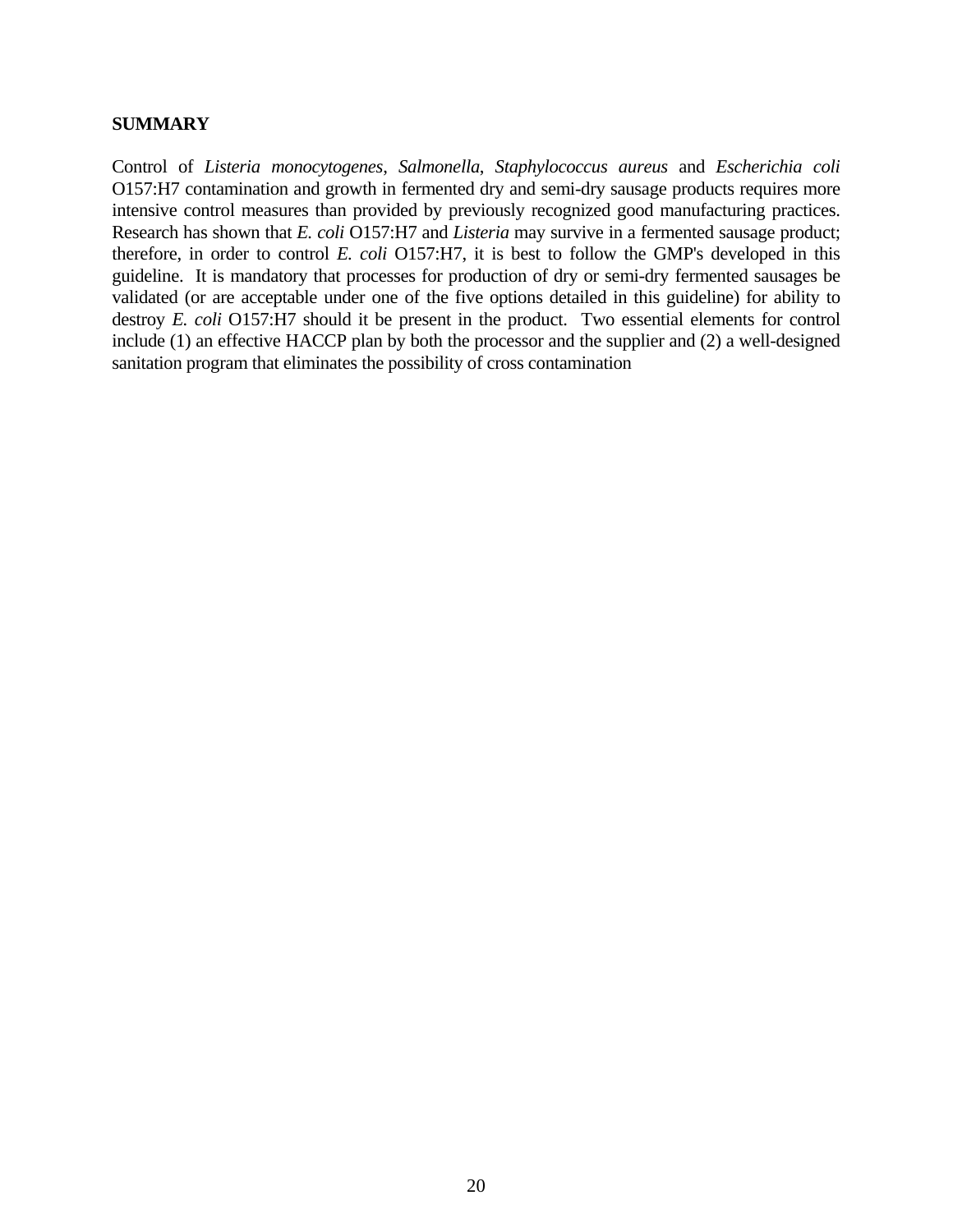**SUMMARY**

Control of *Listeria monocytogenes*, *Salmonella*, *Staphylococcus aureus* and *Escherichia coli* O157:H7 contamination and growth in fermented dry and semi-dry sausage products requires more intensive control measures than provided by previously recognized good manufacturing practices. Research has shown that *E. coli* O157:H7 and *Listeria* may survive in a fermented sausage product; therefore, in order to control *E. coli* O157:H7, it is best to follow the GMP's developed in this guideline. It is mandatory that processes for production of dry or semi-dry fermented sausages be validated (or are acceptable under one of the five options detailed in this guideline) for ability to destroy *E. coli* O157:H7 should it be present in the product. Two essential elements for control include (1) an effective HACCP plan by both the processor and the supplier and (2) a well-designed sanitation program that eliminates the possibility of cross contamination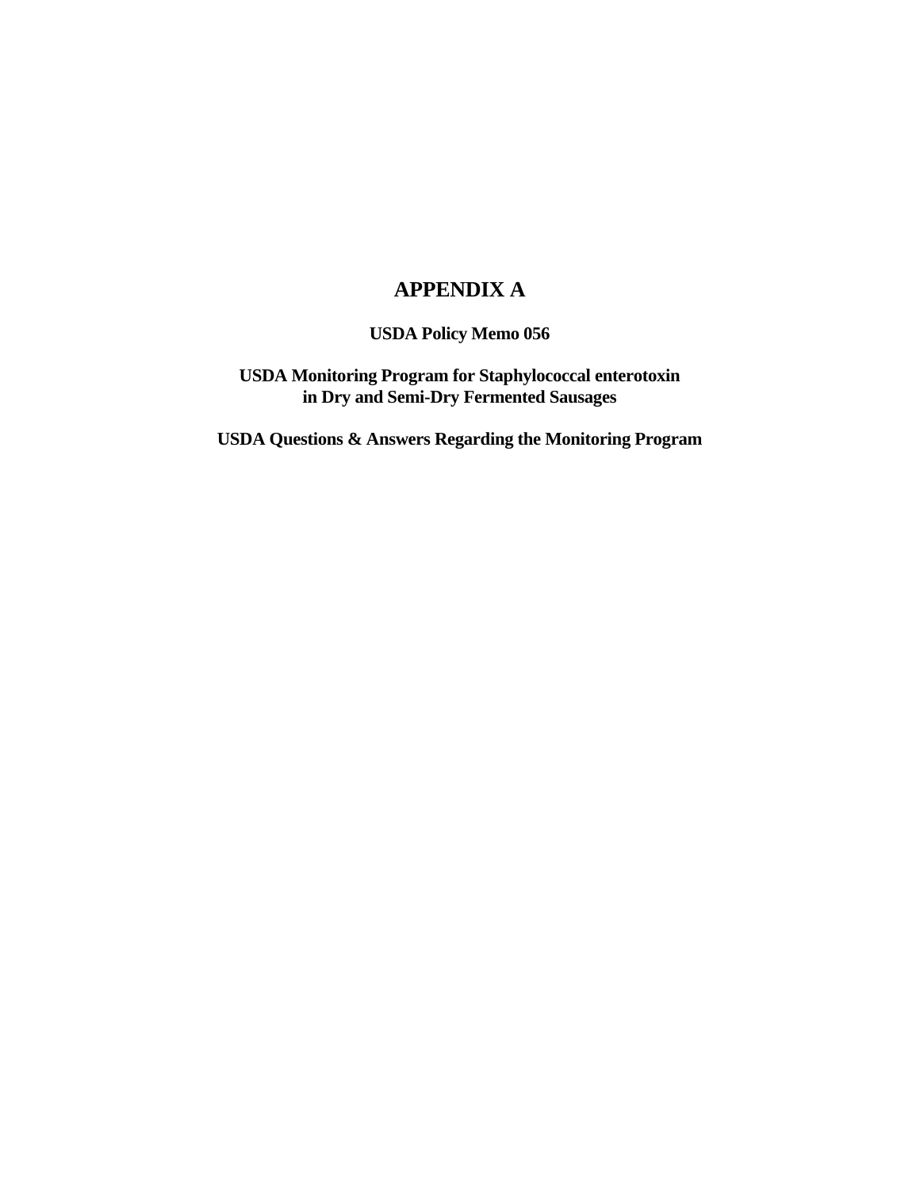# APPENDIX A

**USDA Policy Memo 056**

**USDA Monitoring Program for Staphylococcal enterotoxin in Dry and Semi-Dry Fermented Sausages**

**USDA Questions & Answers Regarding the Monitoring Program**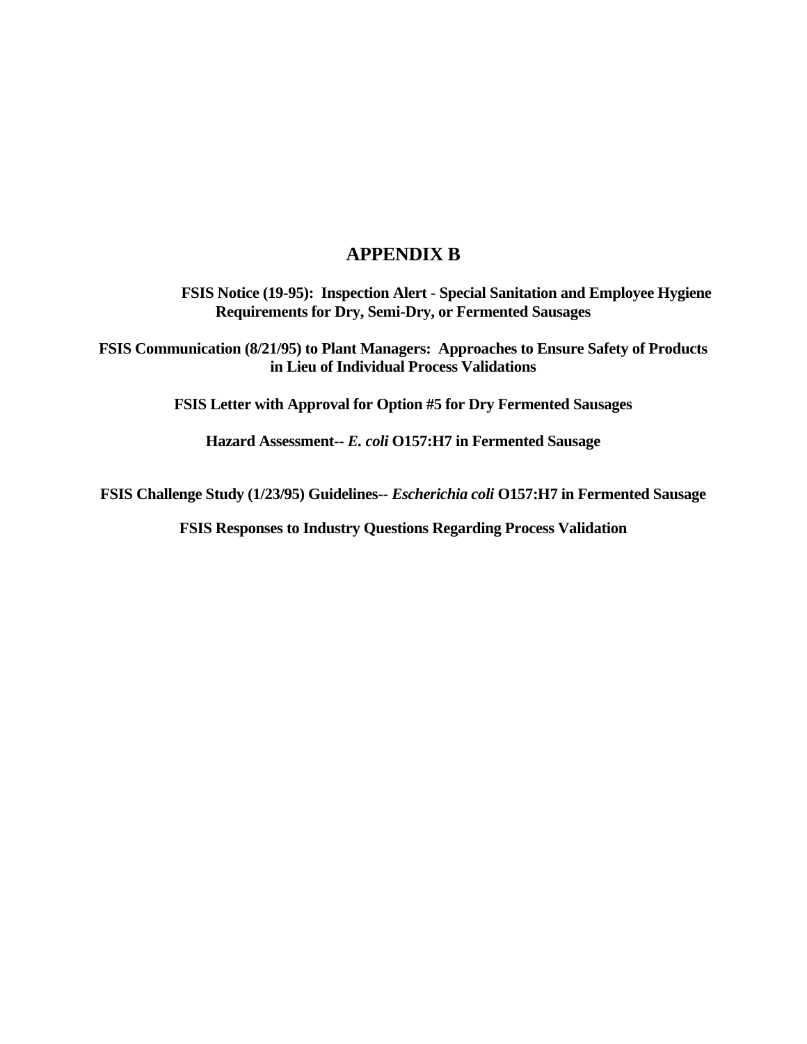# APPENDIX B

**FSIS Notice (19-95): Inspection Alert - Special Sanitation and Employee Hygiene Requirements for Dry, Semi-Dry, or Fermented Sausages**

**FSIS Communication (8/21/95) to Plant Managers: Approaches to Ensure Safety of Products in Lieu of Individual Process Validations**

**FSIS Letter with Approval for Option #5 for Dry Fermented Sausages**

**Hazard Assessment--** ***E. coli*** **O157:H7 in Fermented Sausage**

**FSIS Challenge Study (1/23/95) Guidelines--** ***Escherichia coli*** **O157:H7 in Fermented Sausage**

**FSIS Responses to Industry Questions Regarding Process Validation**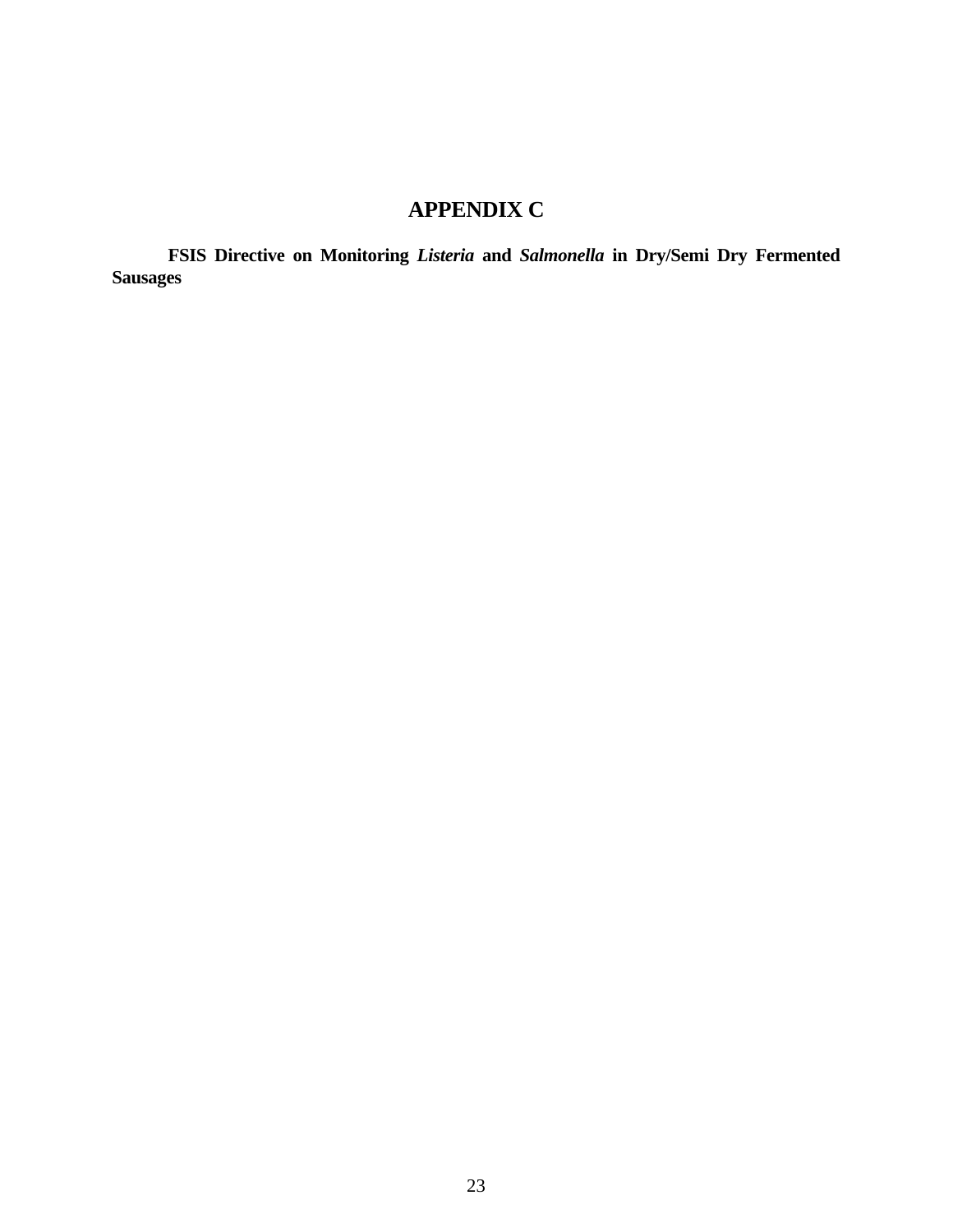# APPENDIX C

**FSIS Directive on Monitoring *Listeria* and *Salmonella* in Dry/Semi Dry Fermented Sausages**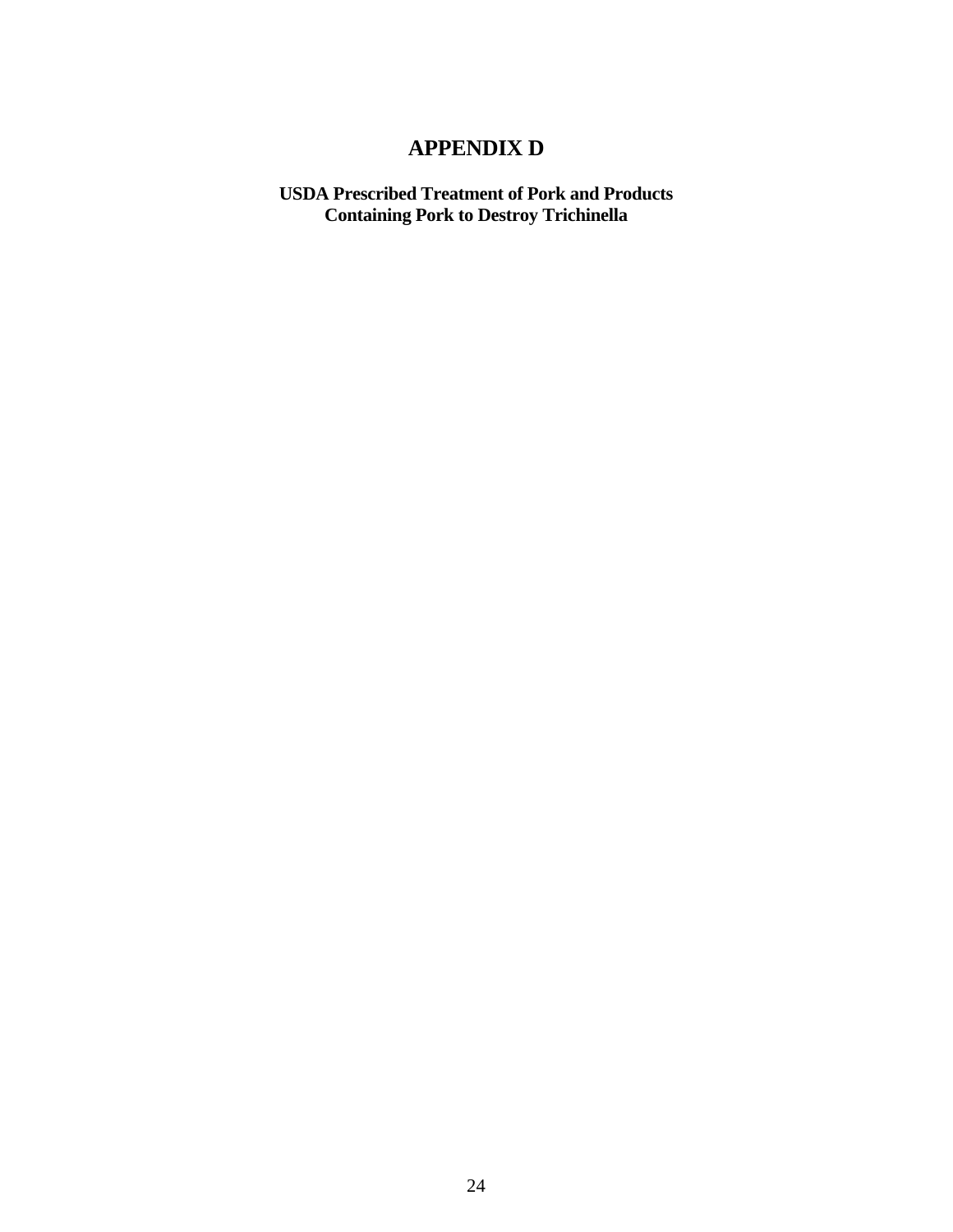# APPENDIX D

**USDA Prescribed Treatment of Pork and Products Containing Pork to Destroy Trichinella**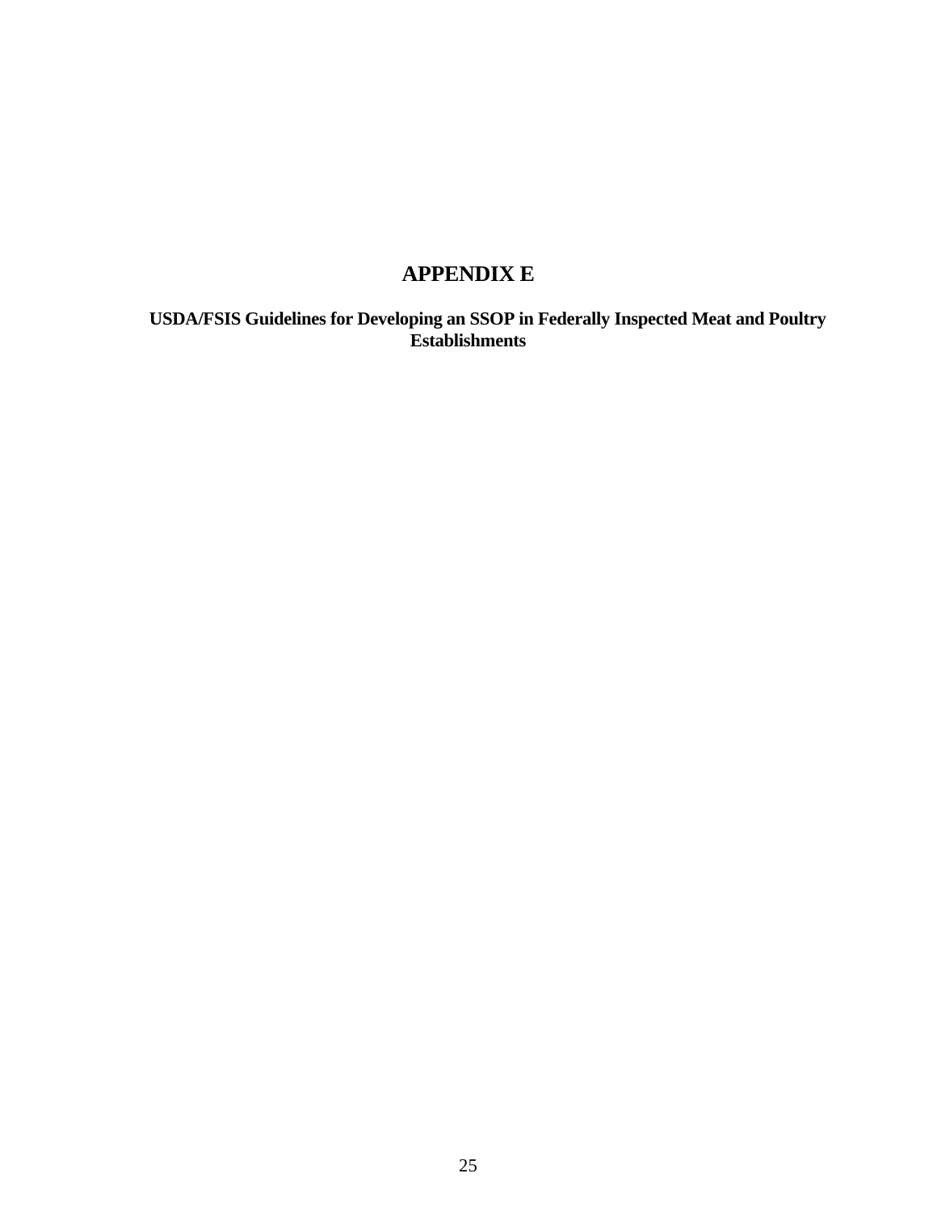# APPENDIX E

**USDA/FSIS Guidelines for Developing an SSOP in Federally Inspected Meat and Poultry Establishments**